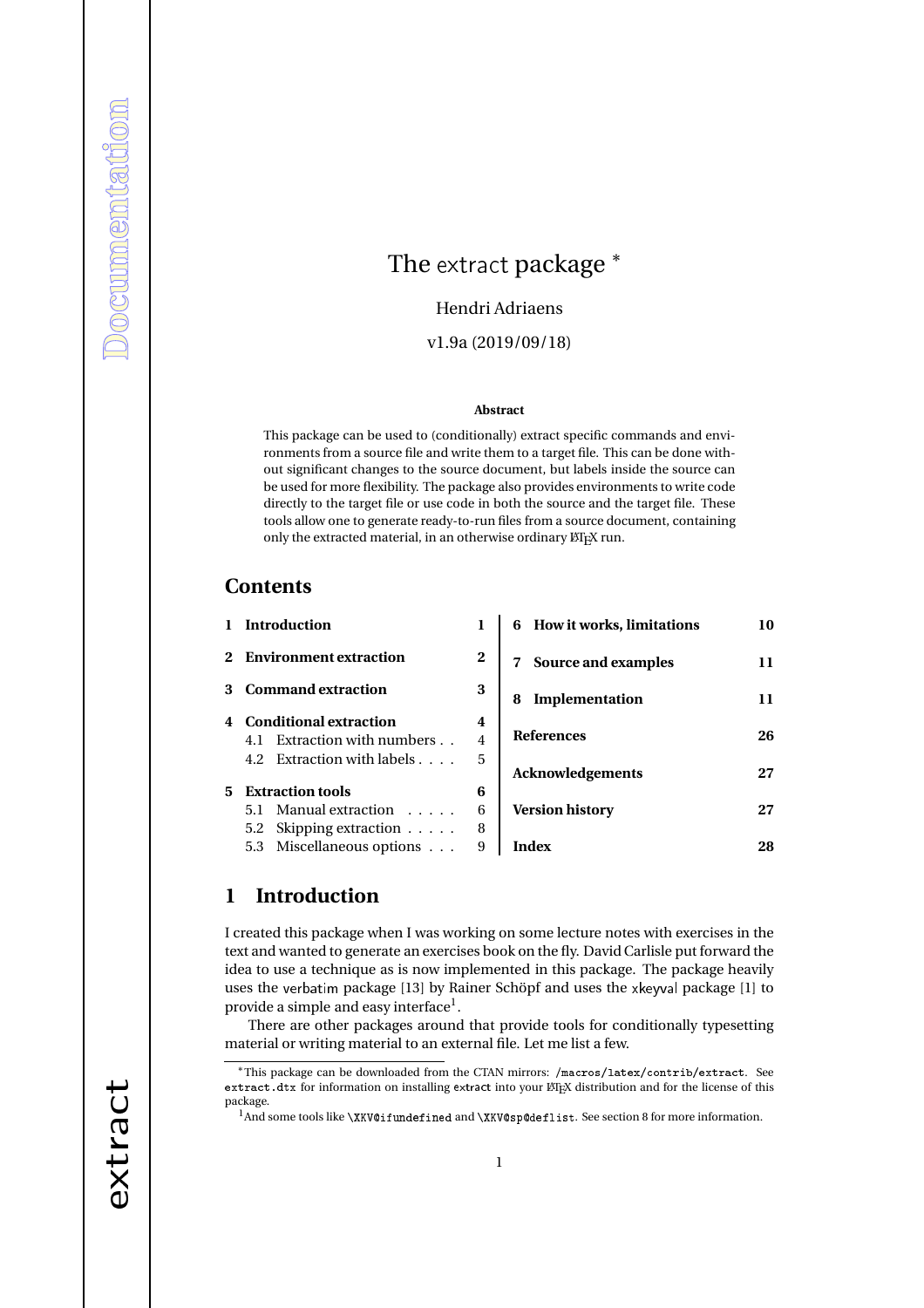# The extract package *

Hendri Adriaens

v1.9a (2019/09/18)

**Abstract**

This package can be used to (conditionally) extract specific commands and environments from a source file and write them to a target file. This can be done without significant changes to the source document, but labels inside the source can be used for more flexibility. The package also provides environments to write code directly to the target file or use code in both the source and the target file. These tools allow one to generate ready-to-run files from a source document, containing only the extracted material, in an otherwise ordinary LaTeX run.

## Contents

- **1 Introduction** — 1
- **2 Environment extraction** — 2
- **3 Command extraction** — 3
- **4 Conditional extraction** — 4
  - 4.1 Extraction with numbers — 4
  - 4.2 Extraction with labels — 5
- **5 Extraction tools** — 6
  - 5.1 Manual extraction — 6
  - 5.2 Skipping extraction — 8
  - 5.3 Miscellaneous options — 9
- **6 How it works, limitations** — 10
- **7 Source and examples** — 11
- **8 Implementation** — 11
- **References** — 26
- **Acknowledgements** — 27
- **Version history** — 27
- **Index** — 28

## 1 Introduction

I created this package when I was working on some lecture notes with exercises in the text and wanted to generate an exercises book on the fly. David Carlisle put forward the idea to use a technique as is now implemented in this package. The package heavily uses the verbatim package [13] by Rainer Schöpf and uses the xkeyval package [1] to provide a simple and easy interface[1].

There are other packages around that provide tools for conditionally typesetting material or writing material to an external file. Let me list a few.

---

*This package can be downloaded from the CTAN mirrors: `/macros/latex/contrib/extract`. See `extract.dtx` for information on installing extract into your LaTeX distribution and for the license of this package.

[1] And some tools like `\XKV@ifundefined` and `\XKV@sp@deflist`. See section 8 for more information.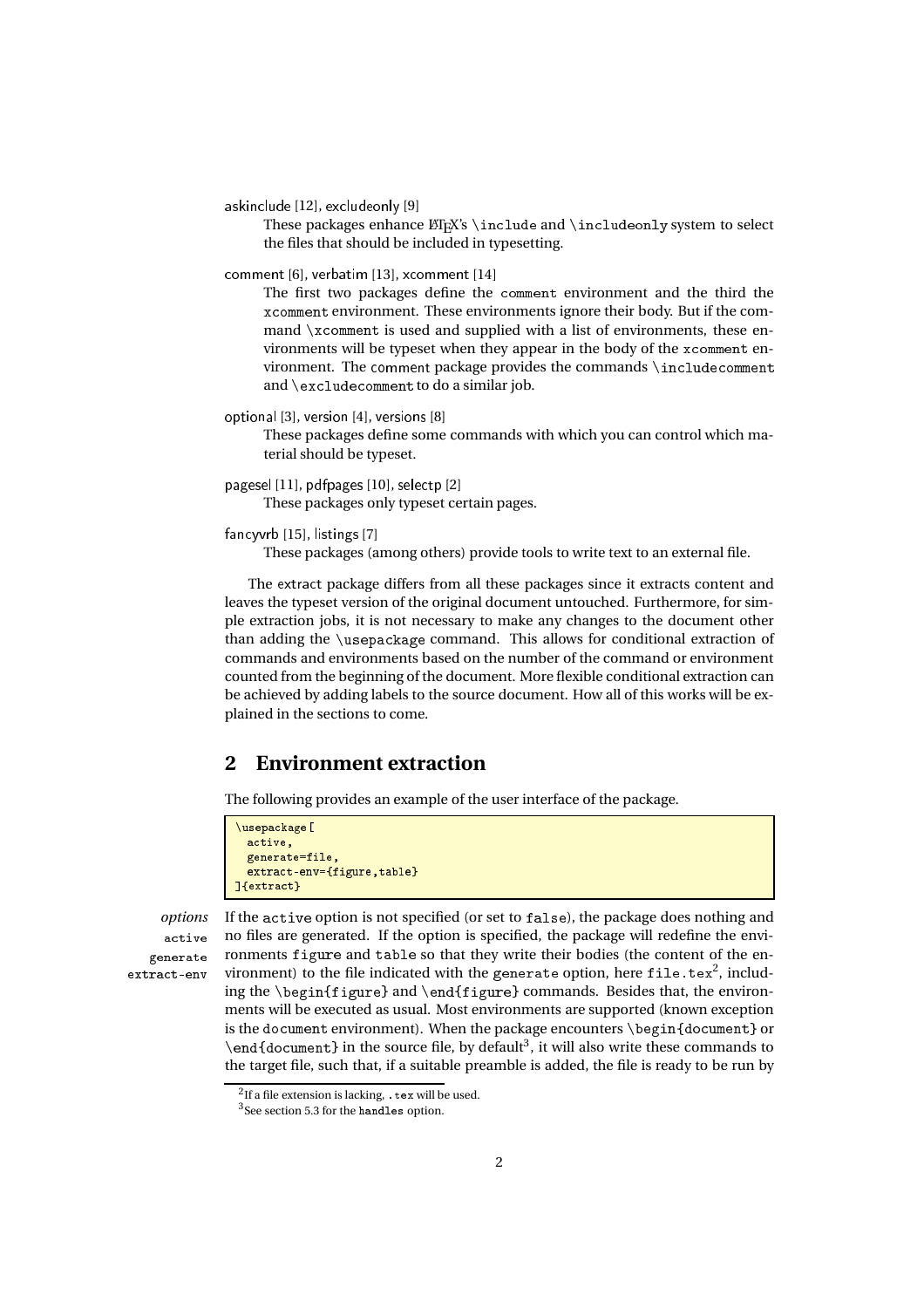askinclude [12], excludeonly [9]
: These packages enhance LaTeX's `\include` and `\includeonly` system to select the files that should be included in typesetting.

comment [6], verbatim [13], xcomment [14]
: The first two packages define the `comment` environment and the third the `xcomment` environment. These environments ignore their body. But if the command `\xcomment` is used and supplied with a list of environments, these environments will be typeset when they appear in the body of the `xcomment` environment. The comment package provides the commands `\includecomment` and `\excludecomment` to do a similar job.

optional [3], version [4], versions [8]
: These packages define some commands with which you can control which material should be typeset.

pagesel [11], pdfpages [10], selectp [2]
: These packages only typeset certain pages.

fancyvrb [15], listings [7]
: These packages (among others) provide tools to write text to an external file.

The extract package differs from all these packages since it extracts content and leaves the typeset version of the original document untouched. Furthermore, for simple extraction jobs, it is not necessary to make any changes to the document other than adding the `\usepackage` command. This allows for conditional extraction of commands and environments based on the number of the command or environment counted from the beginning of the document. More flexible conditional extraction can be achieved by adding labels to the source document. How all of this works will be explained in the sections to come.

## 2 Environment extraction

The following provides an example of the user interface of the package.

```
\usepackage[
  active,
  generate=file,
  extract-env={figure,table}
]{extract}
```

*options* `active` `generate` `extract-env`

If the `active` option is not specified (or set to `false`), the package does nothing and no files are generated. If the option is specified, the package will redefine the environments `figure` and `table` so that they write their bodies (the content of the environment) to the file indicated with the `generate` option, here `file.tex`[2], including the `\begin{figure}` and `\end{figure}` commands. Besides that, the environments will be executed as usual. Most environments are supported (known exception is the `document` environment). When the package encounters `\begin{document}` or `\end{document}` in the source file, by default[3], it will also write these commands to the target file, such that, if a suitable preamble is added, the file is ready to be run by

[2] If a file extension is lacking, `.tex` will be used.

[3] See section 5.3 for the `handles` option.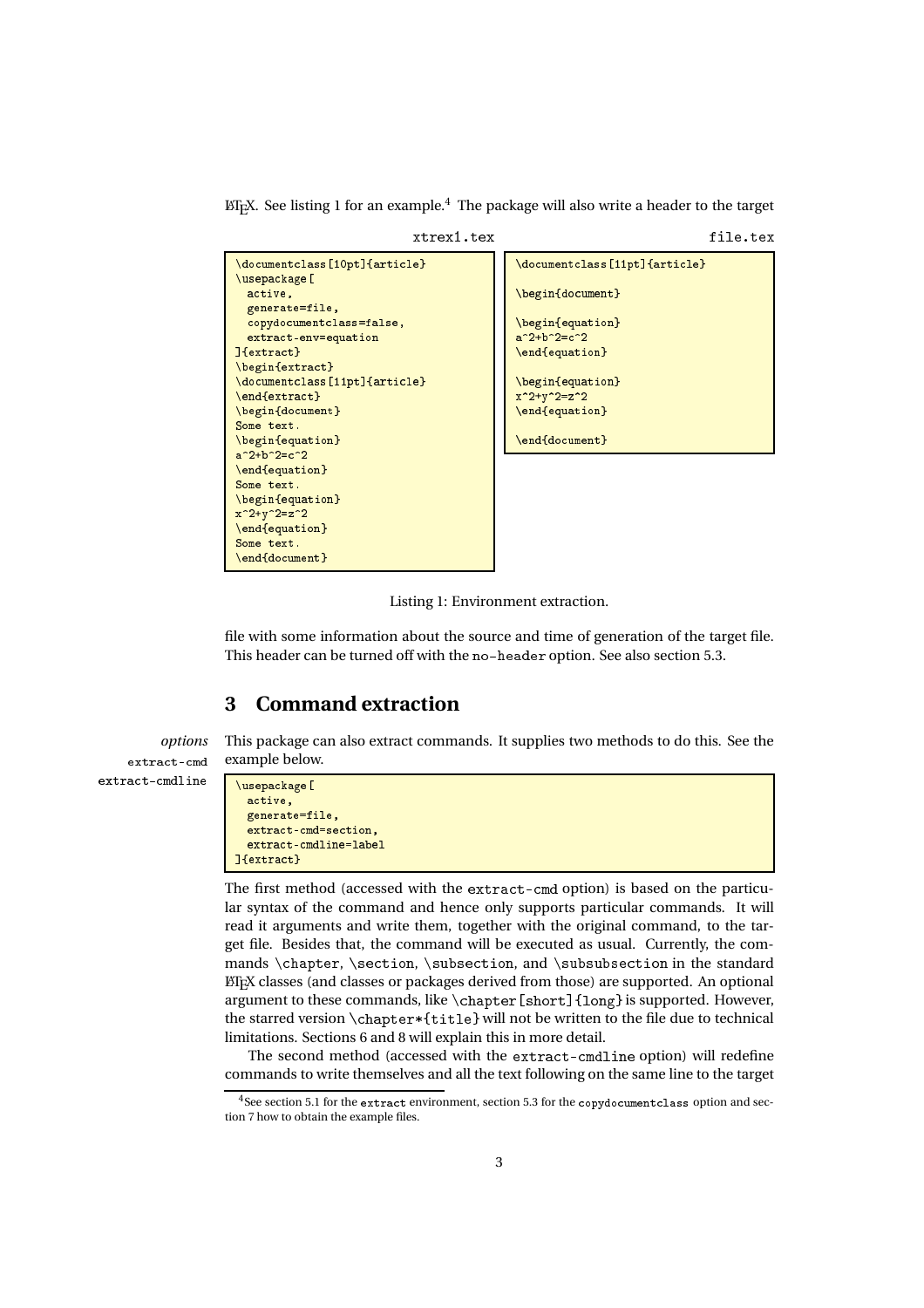LaTeX. See listing 1 for an example.[4] The package will also write a header to the target

xtrex1.tex

```
\documentclass[10pt]{article}
\usepackage[
  active,
  generate=file,
  copydocumentclass=false,
  extract-env=equation
]{extract}
\begin{extract}
\documentclass[11pt]{article}
\end{extract}
\begin{document}
Some text.
\begin{equation}
a^2+b^2=c^2
\end{equation}
Some text.
\begin{equation}
x^2+y^2=z^2
\end{equation}
Some text.
\end{document}
```

file.tex

```
\documentclass[11pt]{article}

\begin{document}

\begin{equation}
a^2+b^2=c^2
\end{equation}

\begin{equation}
x^2+y^2=z^2
\end{equation}

\end{document}
```

Listing 1: Environment extraction.

file with some information about the source and time of generation of the target file. This header can be turned off with the `no-header` option. See also section 5.3.

## 3 Command extraction

*options*
`extract-cmd`
`extract-cmdline`

This package can also extract commands. It supplies two methods to do this. See the example below.

```
\usepackage[
  active,
  generate=file,
  extract-cmd=section,
  extract-cmdline=label
]{extract}
```

The first method (accessed with the `extract-cmd` option) is based on the particular syntax of the command and hence only supports particular commands. It will read it arguments and write them, together with the original command, to the target file. Besides that, the command will be executed as usual. Currently, the commands `\chapter`, `\section`, `\subsection`, and `\subsubsection` in the standard LaTeX classes (and classes or packages derived from those) are supported. An optional argument to these commands, like `\chapter[short]{long}` is supported. However, the starred version `\chapter*{title}` will not be written to the file due to technical limitations. Sections 6 and 8 will explain this in more detail.

The second method (accessed with the `extract-cmdline` option) will redefine commands to write themselves and all the text following on the same line to the target

[4] See section 5.1 for the `extract` environment, section 5.3 for the `copydocumentclass` option and section 7 how to obtain the example files.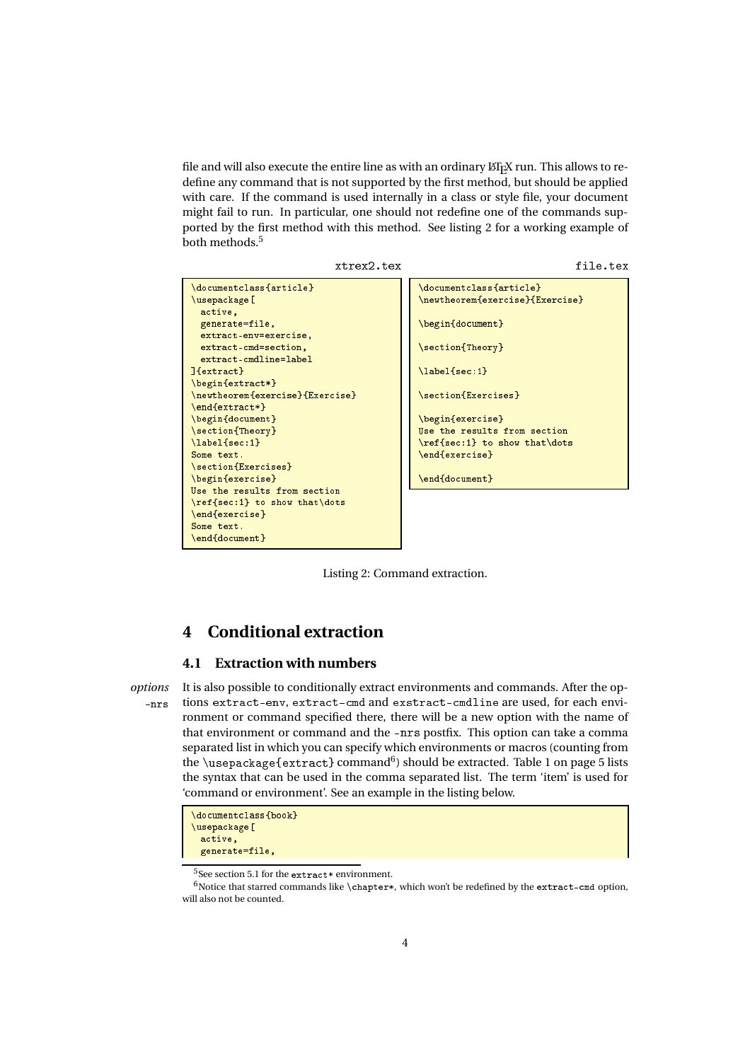file and will also execute the entire line as with an ordinary LaTeX run. This allows to redefine any command that is not supported by the first method, but should be applied with care. If the command is used internally in a class or style file, your document might fail to run. In particular, one should not redefine one of the commands supported by the first method with this method. See listing 2 for a working example of both methods.[5]

xtrex2.tex

```
\documentclass{article}
\usepackage[
  active,
  generate=file,
  extract-env=exercise,
  extract-cmd=section,
  extract-cmdline=label
]{extract}
\begin{extract*}
\newtheorem{exercise}{Exercise}
\end{extract*}
\begin{document}
\section{Theory}
\label{sec:1}
Some text.
\section{Exercises}
\begin{exercise}
Use the results from section
\ref{sec:1} to show that\dots
\end{exercise}
Some text.
\end{document}
```

file.tex

```
\documentclass{article}
\newtheorem{exercise}{Exercise}

\begin{document}

\section{Theory}

\label{sec:1}

\section{Exercises}

\begin{exercise}
Use the results from section
\ref{sec:1} to show that\dots
\end{exercise}

\end{document}
```

Listing 2: Command extraction.

# 4 Conditional extraction

## 4.1 Extraction with numbers

*options* -nrs

It is also possible to conditionally extract environments and commands. After the options `extract-env`, `extract-cmd` and `exstract-cmdline` are used, for each environment or command specified there, there will be a new option with the name of that environment or command and the `-nrs` postfix. This option can take a comma separated list in which you can specify which environments or macros (counting from the `\usepackage{extract}` command[6]) should be extracted. Table 1 on page 5 lists the syntax that can be used in the comma separated list. The term 'item' is used for 'command or environment'. See an example in the listing below.

```
\documentclass{book}
\usepackage[
  active,
  generate=file,
```

[5] See section 5.1 for the `extract*` environment.

[6] Notice that starred commands like `\chapter*`, which won't be redefined by the `extract-cmd` option, will also not be counted.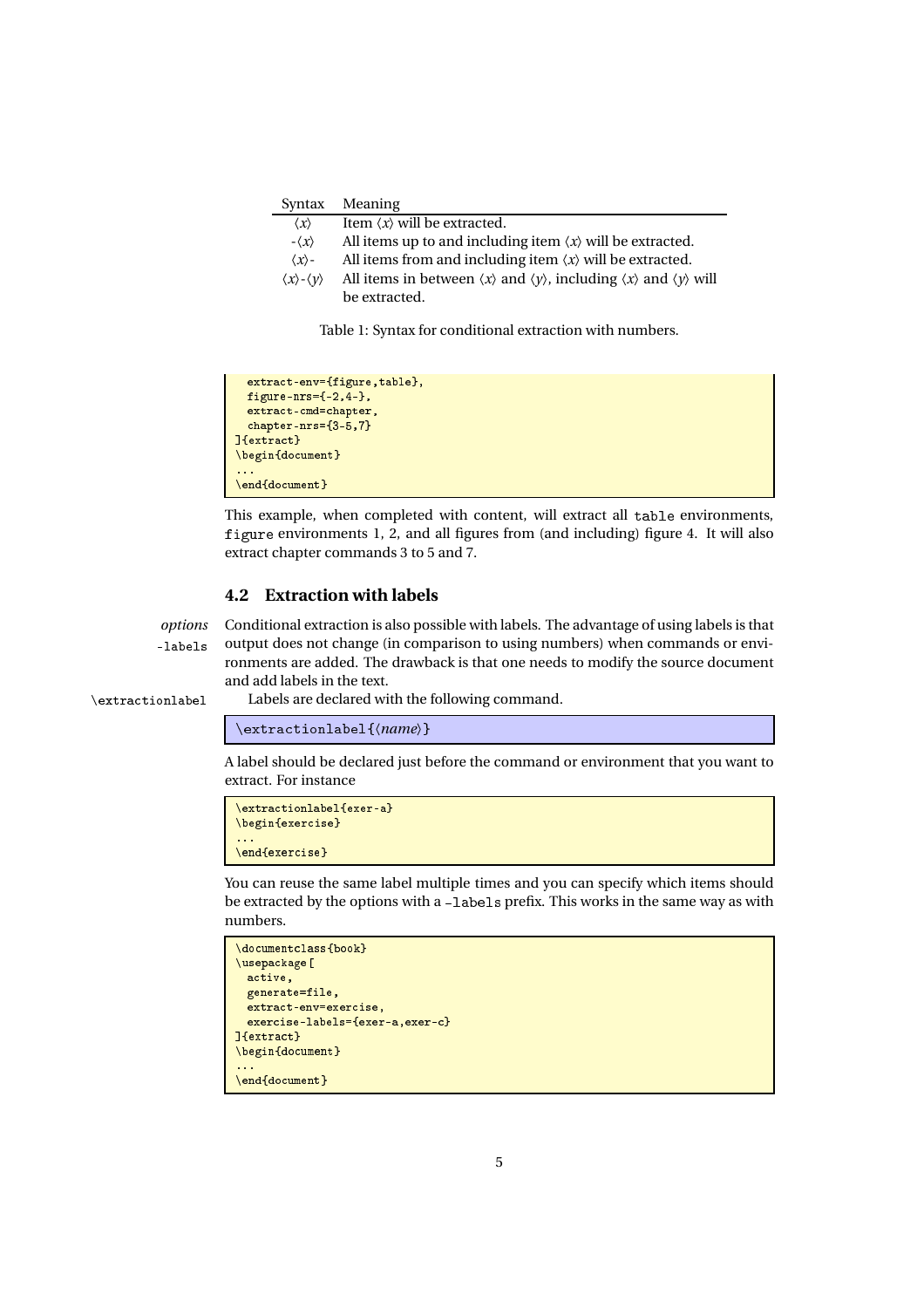| Syntax | Meaning |
|---|---|
| ⟨x⟩ | Item ⟨x⟩ will be extracted. |
| -⟨x⟩ | All items up to and including item ⟨x⟩ will be extracted. |
| ⟨x⟩- | All items from and including item ⟨x⟩ will be extracted. |
| ⟨x⟩-⟨y⟩ | All items in between ⟨x⟩ and ⟨y⟩, including ⟨x⟩ and ⟨y⟩ will be extracted. |

Table 1: Syntax for conditional extraction with numbers.

```
  extract-env={figure,table},
  figure-nrs={-2,4-},
  extract-cmd=chapter,
  chapter-nrs={3-5,7}
]{extract}
\begin{document}
...
\end{document}
```

This example, when completed with content, will extract all `table` environments, `figure` environments 1, 2, and all figures from (and including) figure 4. It will also extract chapter commands 3 to 5 and 7.

## 4.2 Extraction with labels

*options* `-labels`

Conditional extraction is also possible with labels. The advantage of using labels is that output does not change (in comparison to using numbers) when commands or environments are added. The drawback is that one needs to modify the source document and add labels in the text.

`\extractionlabel`

Labels are declared with the following command.

```
\extractionlabel{⟨name⟩}
```

A label should be declared just before the command or environment that you want to extract. For instance

```
\extractionlabel{exer-a}
\begin{exercise}
...
\end{exercise}
```

You can reuse the same label multiple times and you can specify which items should be extracted by the options with a `-labels` prefix. This works in the same way as with numbers.

```
\documentclass{book}
\usepackage[
  active,
  generate=file,
  extract-env=exercise,
  exercise-labels={exer-a,exer-c}
]{extract}
\begin{document}
...
\end{document}
```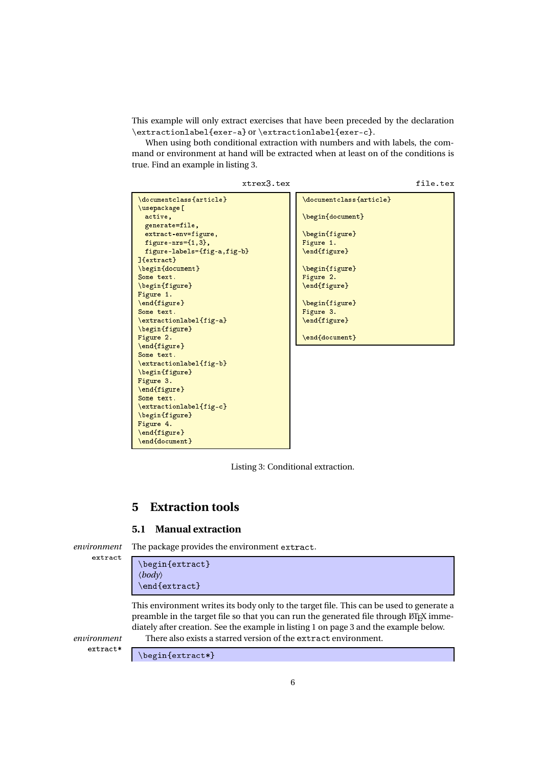This example will only extract exercises that have been preceded by the declaration `\extractionlabel{exer-a}` or `\extractionlabel{exer-c}`.

When using both conditional extraction with numbers and with labels, the command or environment at hand will be extracted when at least on of the conditions is true. Find an example in listing 3.

xtrex3.tex

```
\documentclass{article}
\usepackage[
  active,
  generate=file,
  extract-env=figure,
  figure-nrs={1,3},
  figure-labels={fig-a,fig-b}
]{extract}
\begin{document}
Some text.
\begin{figure}
Figure 1.
\end{figure}
Some text.
\extractionlabel{fig-a}
\begin{figure}
Figure 2.
\end{figure}
Some text.
\extractionlabel{fig-b}
\begin{figure}
Figure 3.
\end{figure}
Some text.
\extractionlabel{fig-c}
\begin{figure}
Figure 4.
\end{figure}
\end{document}
```

file.tex

```
\documentclass{article}

\begin{document}

\begin{figure}
Figure 1.
\end{figure}

\begin{figure}
Figure 2.
\end{figure}

\begin{figure}
Figure 3.
\end{figure}

\end{document}
```

Listing 3: Conditional extraction.

## 5 Extraction tools

### 5.1 Manual extraction

*environment* `extract`

The package provides the environment `extract`.

```
\begin{extract}
⟨body⟩
\end{extract}
```

This environment writes its body only to the target file. This can be used to generate a preamble in the target file so that you can run the generated file through LaTeX immediately after creation. See the example in listing 1 on page 3 and the example below.

*environment* `extract*`

There also exists a starred version of the `extract` environment.

```
\begin{extract*}
```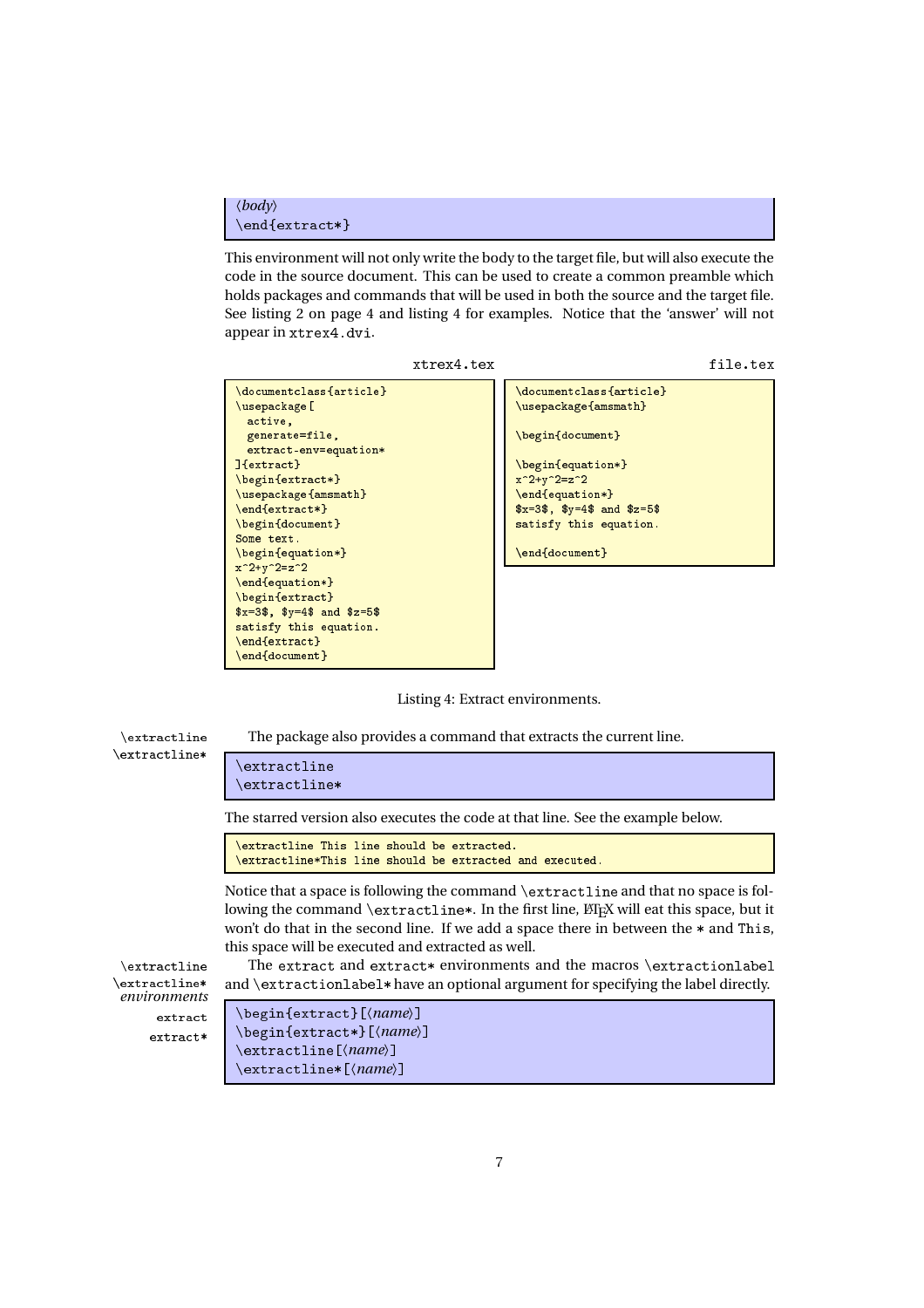```
⟨body⟩
\end{extract*}
```

This environment will not only write the body to the target file, but will also execute the code in the source document. This can be used to create a common preamble which holds packages and commands that will be used in both the source and the target file. See listing 2 on page 4 and listing 4 for examples. Notice that the 'answer' will not appear in `xtrex4.dvi`.

`xtrex4.tex`

```
\documentclass{article}
\usepackage[
  active,
  generate=file,
  extract-env=equation*
]{extract}
\begin{extract*}
\usepackage{amsmath}
\end{extract*}
\begin{document}
Some text.
\begin{equation*}
x^2+y^2=z^2
\end{equation*}
\begin{extract}
$x=3$, $y=4$ and $z=5$
satisfy this equation.
\end{extract}
\end{document}
```

`file.tex`

```
\documentclass{article}
\usepackage{amsmath}

\begin{document}

\begin{equation*}
x^2+y^2=z^2
\end{equation*}
$x=3$, $y=4$ and $z=5$
satisfy this equation.

\end{document}
```

Listing 4: Extract environments.

`\extractline`
`\extractline*`

The package also provides a command that extracts the current line.

```
\extractline
\extractline*
```

The starred version also executes the code at that line. See the example below.

```
\extractline This line should be extracted.
\extractline*This line should be extracted and executed.
```

Notice that a space is following the command `\extractline` and that no space is following the command `\extractline*`. In the first line, LaTeX will eat this space, but it won't do that in the second line. If we add a space there in between the `*` and `This`, this space will be executed and extracted as well.

`\extractline`
`\extractline*`
*environments*
`extract`
`extract*`

The `extract` and `extract*` environments and the macros `\extractionlabel` and `\extractionlabel*` have an optional argument for specifying the label directly.

```
\begin{extract}[⟨name⟩]
\begin{extract*}[⟨name⟩]
\extractline[⟨name⟩]
\extractline*[⟨name⟩]
```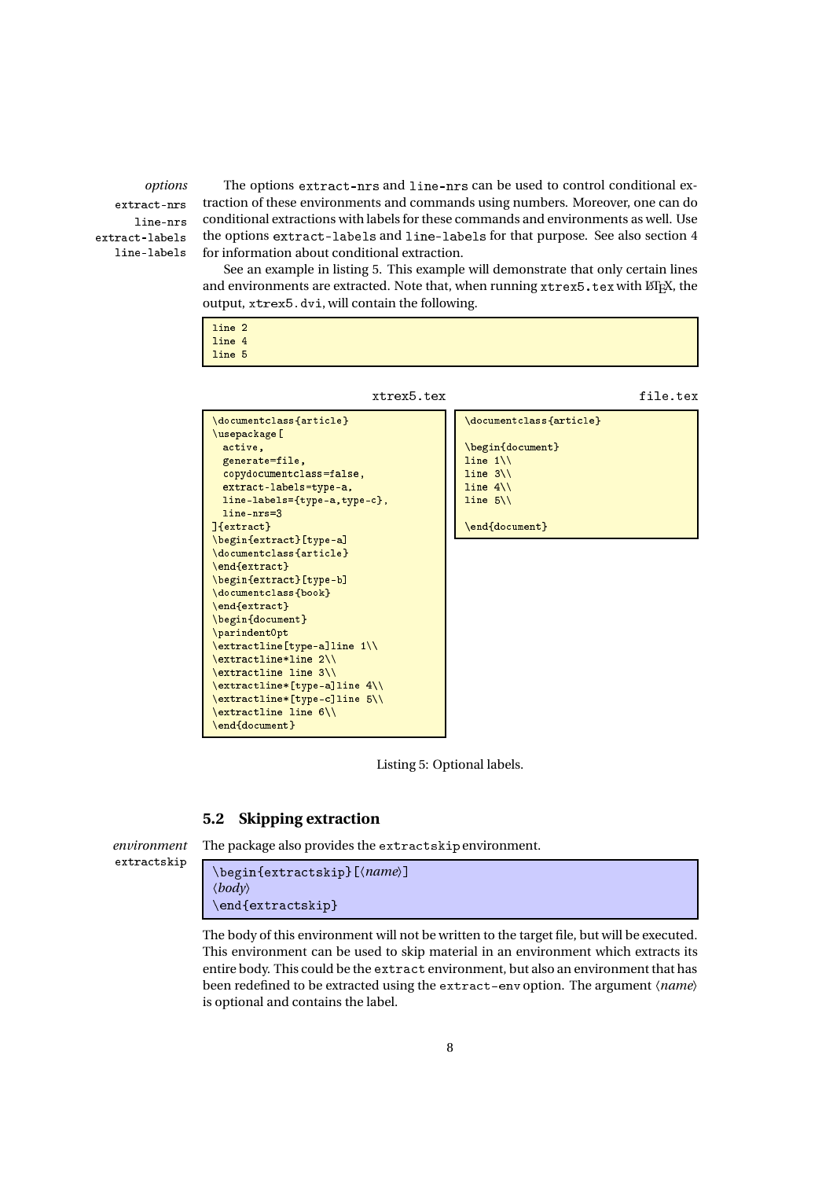*options* `extract-nrs` `line-nrs` `extract-labels` `line-labels`

The options `extract-nrs` and `line-nrs` can be used to control conditional extraction of these environments and commands using numbers. Moreover, one can do conditional extractions with labels for these commands and environments as well. Use the options `extract-labels` and `line-labels` for that purpose. See also section 4 for information about conditional extraction.

See an example in listing 5. This example will demonstrate that only certain lines and environments are extracted. Note that, when running `xtrex5.tex` with LaTeX, the output, `xtrex5.dvi`, will contain the following.

```
line 2
line 4
line 5
```

xtrex5.tex

```
\documentclass{article}
\usepackage[
  active,
  generate=file,
  copydocumentclass=false,
  extract-labels=type-a,
  line-labels={type-a,type-c},
  line-nrs=3
]{extract}
\begin{extract}[type-a]
\documentclass{article}
\end{extract}
\begin{extract}[type-b]
\documentclass{book}
\end{extract}
\begin{document}
\parindent0pt
\extractline[type-a]line 1\\
\extractline*line 2\\
\extractline line 3\\
\extractline*[type-a]line 4\\
\extractline*[type-c]line 5\\
\extractline line 6\\
\end{document}
```

file.tex

```
\documentclass{article}

\begin{document}
line 1\\
line 3\\
line 4\\
line 5\\

\end{document}
```

Listing 5: Optional labels.

### 5.2 Skipping extraction

*environment* `extractskip`

The package also provides the `extractskip` environment.

```
\begin{extractskip}[⟨name⟩]
⟨body⟩
\end{extractskip}
```

The body of this environment will not be written to the target file, but will be executed. This environment can be used to skip material in an environment which extracts its entire body. This could be the `extract` environment, but also an environment that has been redefined to be extracted using the `extract-env` option. The argument ⟨*name*⟩ is optional and contains the label.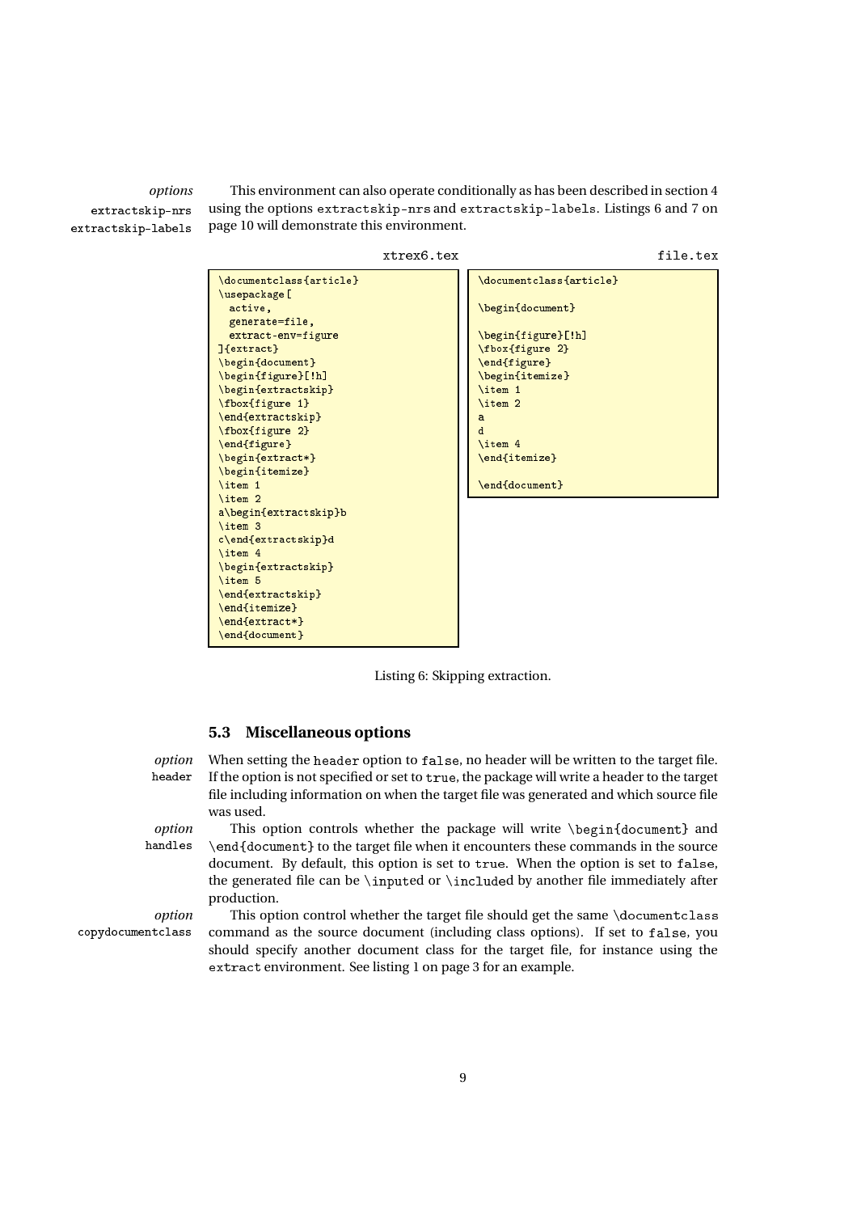*options*
extractskip-nrs
extractskip-labels

This environment can also operate conditionally as has been described in section 4 using the options extractskip-nrs and extractskip-labels. Listings 6 and 7 on page 10 will demonstrate this environment.

xtrex6.tex

```
\documentclass{article}
\usepackage[
  active,
  generate=file,
  extract-env=figure
]{extract}
\begin{document}
\begin{figure}[!h]
\begin{extractskip}
\fbox{figure 1}
\end{extractskip}
\fbox{figure 2}
\end{figure}
\begin{extract*}
\begin{itemize}
\item 1
\item 2
a\begin{extractskip}b
\item 3
c\end{extractskip}d
\item 4
\begin{extractskip}
\item 5
\end{extractskip}
\end{itemize}
\end{extract*}
\end{document}
```

file.tex

```
\documentclass{article}

\begin{document}

\begin{figure}[!h]
\fbox{figure 2}
\end{figure}
\begin{itemize}
\item 1
\item 2
a
d
\item 4
\end{itemize}

\end{document}
```

Listing 6: Skipping extraction.

### 5.3 Miscellaneous options

*option*
header

When setting the header option to false, no header will be written to the target file. If the option is not specified or set to true, the package will write a header to the target file including information on when the target file was generated and which source file was used.

*option*
handles

This option controls whether the package will write \begin{document} and \end{document} to the target file when it encounters these commands in the source document. By default, this option is set to true. When the option is set to false, the generated file can be \inputed or \included by another file immediately after production.

*option*
copydocumentclass

This option control whether the target file should get the same \documentclass command as the source document (including class options). If set to false, you should specify another document class for the target file, for instance using the extract environment. See listing 1 on page 3 for an example.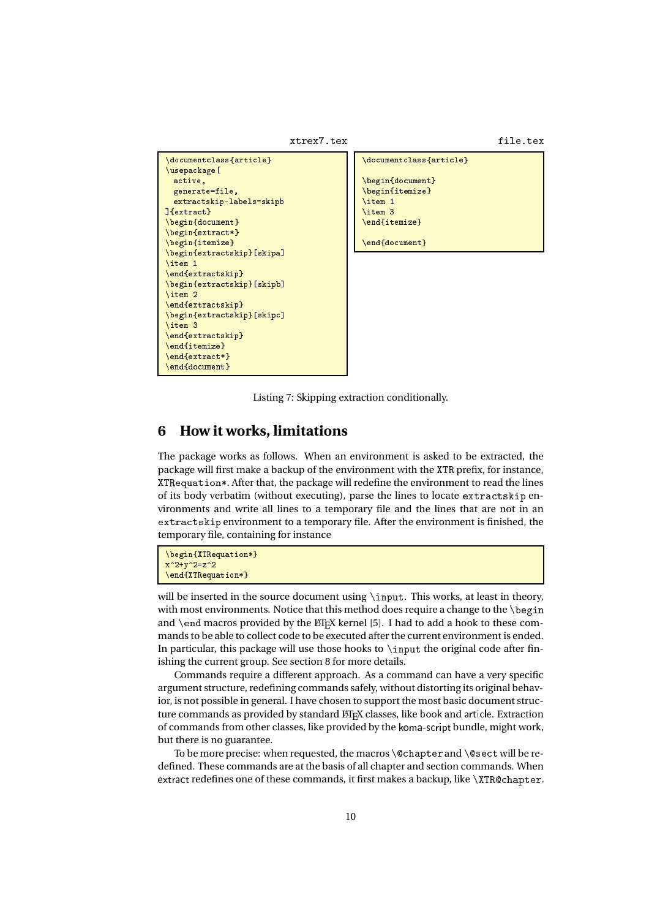xtrex7.tex

```
\documentclass{article}
\usepackage[
  active,
  generate=file,
  extractskip-labels=skipb
]{extract}
\begin{document}
\begin{extract*}
\begin{itemize}
\begin{extractskip}[skipa]
\item 1
\end{extractskip}
\begin{extractskip}[skipb]
\item 2
\end{extractskip}
\begin{extractskip}[skipc]
\item 3
\end{extractskip}
\end{itemize}
\end{extract*}
\end{document}
```

file.tex

```
\documentclass{article}

\begin{document}
\begin{itemize}
\item 1
\item 3
\end{itemize}

\end{document}
```

Listing 7: Skipping extraction conditionally.

## 6 How it works, limitations

The package works as follows. When an environment is asked to be extracted, the package will first make a backup of the environment with the `XTR` prefix, for instance, `XTRequation*`. After that, the package will redefine the environment to read the lines of its body verbatim (without executing), parse the lines to locate `extractskip` environments and write all lines to a temporary file and the lines that are not in an `extractskip` environment to a temporary file. After the environment is finished, the temporary file, containing for instance

```
\begin{XTRequation*}
x^2+y^2=z^2
\end{XTRequation*}
```

will be inserted in the source document using `\input`. This works, at least in theory, with most environments. Notice that this method does require a change to the `\begin` and `\end` macros provided by the LaTeX kernel [5]. I had to add a hook to these commands to be able to collect code to be executed after the current environment is ended. In particular, this package will use those hooks to `\input` the original code after finishing the current group. See section 8 for more details.

Commands require a different approach. As a command can have a very specific argument structure, redefining commands safely, without distorting its original behavior, is not possible in general. I have chosen to support the most basic document structure commands as provided by standard LaTeX classes, like book and article. Extraction of commands from other classes, like provided by the koma-script bundle, might work, but there is no guarantee.

To be more precise: when requested, the macros `\@chapter` and `\@sect` will be redefined. These commands are at the basis of all chapter and section commands. When extract redefines one of these commands, it first makes a backup, like `\XTR@chapter`.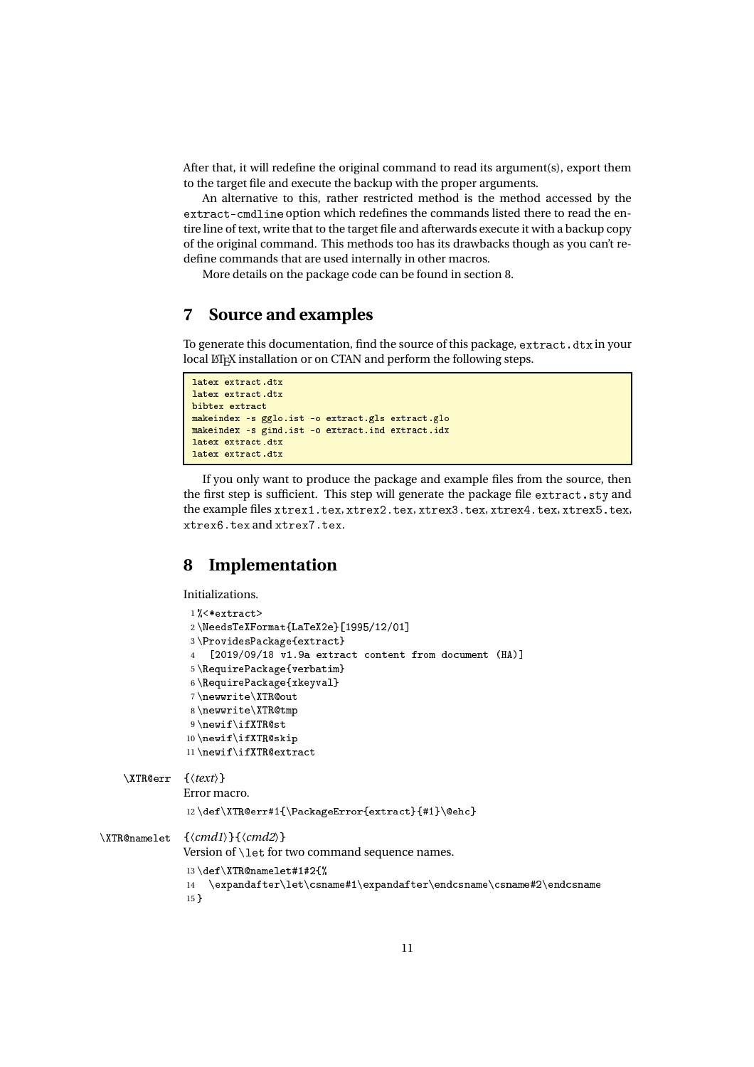After that, it will redefine the original command to read its argument(s), export them to the target file and execute the backup with the proper arguments.

An alternative to this, rather restricted method is the method accessed by the `extract-cmdline` option which redefines the commands listed there to read the entire line of text, write that to the target file and afterwards execute it with a backup copy of the original command. This methods too has its drawbacks though as you can't redefine commands that are used internally in other macros.

More details on the package code can be found in section 8.

## 7 Source and examples

To generate this documentation, find the source of this package, `extract.dtx` in your local LaTeX installation or on CTAN and perform the following steps.

```
latex extract.dtx
latex extract.dtx
bibtex extract
makeindex -s gglo.ist -o extract.gls extract.glo
makeindex -s gind.ist -o extract.ind extract.idx
latex extract.dtx
latex extract.dtx
```

If you only want to produce the package and example files from the source, then the first step is sufficient. This step will generate the package file `extract.sty` and the example files `xtrex1.tex`, `xtrex2.tex`, `xtrex3.tex`, `xtrex4.tex`, `xtrex5.tex`, `xtrex6.tex` and `xtrex7.tex`.

## 8 Implementation

Initializations.

```
1 %<*extract>
2 \NeedsTeXFormat{LaTeX2e}[1995/12/01]
3 \ProvidesPackage{extract}
4   [2019/09/18 v1.9a extract content from document (HA)]
5 \RequirePackage{verbatim}
6 \RequirePackage{xkeyval}
7 \newwrite\XTR@out
8 \newwrite\XTR@tmp
9 \newif\ifXTR@st
10 \newif\ifXTR@skip
11 \newif\ifXTR@extract
```

`\XTR@err` {⟨*text*⟩}

Error macro.

```
12 \def\XTR@err#1{\PackageError{extract}{#1}\@ehc}
```

`\XTR@namelet` {⟨*cmd1*⟩}{⟨*cmd2*⟩}

Version of `\let` for two command sequence names.

```
13 \def\XTR@namelet#1#2{%
14   \expandafter\let\csname#1\expandafter\endcsname\csname#2\endcsname
15 }
```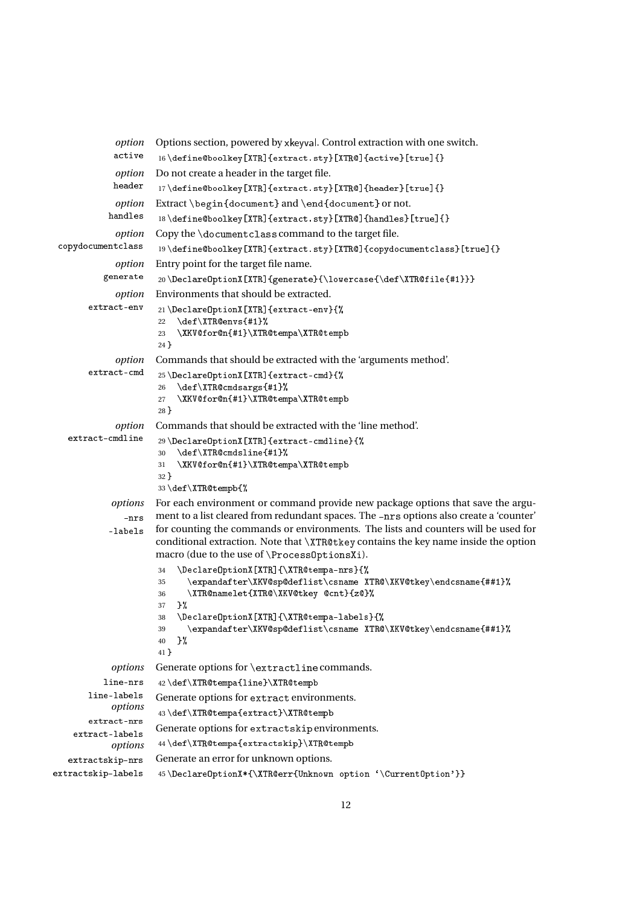*option* active — Options section, powered by xkeyval. Control extraction with one switch.

```
16 \define@boolkey[XTR]{extract.sty}[XTR@]{active}[true]{}
```

*option* header — Do not create a header in the target file.

```
17 \define@boolkey[XTR]{extract.sty}[XTR@]{header}[true]{}
```

*option* handles — Extract `\begin{document}` and `\end{document}` or not.

```
18 \define@boolkey[XTR]{extract.sty}[XTR@]{handles}[true]{}
```

*option* copydocumentclass — Copy the `\documentclass` command to the target file.

```
19 \define@boolkey[XTR]{extract.sty}[XTR@]{copydocumentclass}[true]{}
```

*option* generate — Entry point for the target file name.

```
20 \DeclareOptionX[XTR]{generate}{\lowercase{\def\XTR@file{#1}}}
```

*option* extract-env — Environments that should be extracted.

```
21 \DeclareOptionX[XTR]{extract-env}{%
22   \def\XTR@envs{#1}%
23   \XKV@for@n{#1}\XTR@tempa\XTR@tempb
24 }
```

*option* extract-cmd — Commands that should be extracted with the 'arguments method'.

```
25 \DeclareOptionX[XTR]{extract-cmd}{%
26   \def\XTR@cmdsargs{#1}%
27   \XKV@for@n{#1}\XTR@tempa\XTR@tempb
28 }
```

*option* extract-cmdline — Commands that should be extracted with the 'line method'.

```
29 \DeclareOptionX[XTR]{extract-cmdline}{%
30   \def\XTR@cmdsline{#1}%
31   \XKV@for@n{#1}\XTR@tempa\XTR@tempb
32 }
33 \def\XTR@tempb{%
```

*options* -nrs -labels — For each environment or command provide new package options that save the argument to a list cleared from redundant spaces. The -nrs options also create a 'counter' for counting the commands or environments. The lists and counters will be used for conditional extraction. Note that `\XTR@tkey` contains the key name inside the option macro (due to the use of `\ProcessOptionsXi`).

```
34   \DeclareOptionX[XTR]{\XTR@tempa-nrs}{%
35     \expandafter\XKV@sp@deflist\csname XTR@\XKV@tkey\endcsname{##1}%
36     \XTR@namelet{XTR@\XKV@tkey @cnt}{z@}%
37   }%
38   \DeclareOptionX[XTR]{\XTR@tempa-labels}{%
39     \expandafter\XKV@sp@deflist\csname XTR@\XKV@tkey\endcsname{##1}%
40   }%
41 }
```

*options* line-nrs line-labels — Generate options for `\extractline` commands.

```
42 \def\XTR@tempa{line}\XTR@tempb
```

*options* extract-nrs extract-labels — Generate options for `extract` environments.

```
43 \def\XTR@tempa{extract}\XTR@tempb
```

*options* extractskip-nrs extractskip-labels — Generate options for `extractskip` environments.

```
44 \def\XTR@tempa{extractskip}\XTR@tempb
```

Generate an error for unknown options.

```
45 \DeclareOptionX*{\XTR@err{Unknown option `\CurrentOption'}}
```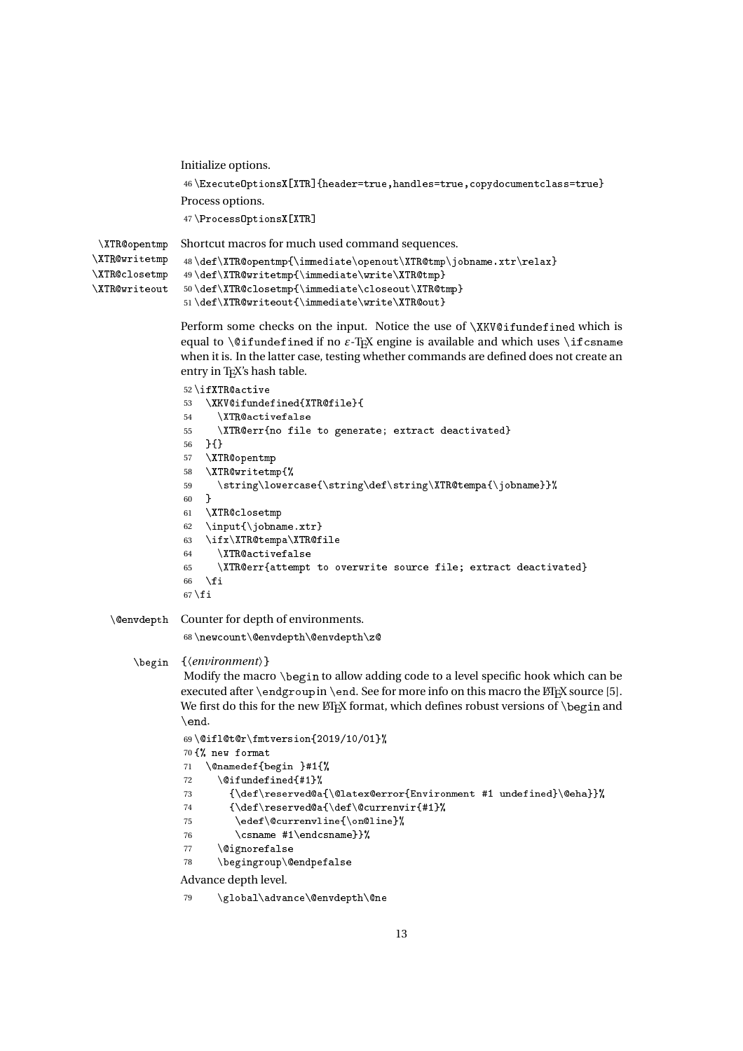Initialize options.

```
46 \ExecuteOptionsX[XTR]{header=true,handles=true,copydocumentclass=true}
```

Process options.

```
47 \ProcessOptionsX[XTR]
```

\XTR@opentmp \XTR@writetmp \XTR@closetmp \XTR@writeout

Shortcut macros for much used command sequences.

```
48 \def\XTR@opentmp{\immediate\openout\XTR@tmp\jobname.xtr\relax}
49 \def\XTR@writetmp{\immediate\write\XTR@tmp}
50 \def\XTR@closetmp{\immediate\closeout\XTR@tmp}
51 \def\XTR@writeout{\immediate\write\XTR@out}
```

Perform some checks on the input. Notice the use of `\XKV@ifundefined` which is equal to `\@ifundefined` if no ε-TEX engine is available and which uses `\ifcsname` when it is. In the latter case, testing whether commands are defined does not create an entry in TEX's hash table.

```
52 \ifXTR@active
53   \XKV@ifundefined{XTR@file}{
54     \XTR@activefalse
55     \XTR@err{no file to generate; extract deactivated}
56   }{}
57   \XTR@opentmp
58   \XTR@writetmp{%
59     \string\lowercase{\string\def\string\XTR@tempa{\jobname}}%
60   }
61   \XTR@closetmp
62   \input{\jobname.xtr}
63   \ifx\XTR@tempa\XTR@file
64     \XTR@activefalse
65     \XTR@err{attempt to overwrite source file; extract deactivated}
66   \fi
67 \fi
```

\@envdepth

Counter for depth of environments.

```
68 \newcount\@envdepth\@envdepth\z@
```

\begin {⟨*environment*⟩}

Modify the macro `\begin` to allow adding code to a level specific hook which can be executed after `\endgroup` in `\end`. See for more info on this macro the LaTeX source [5]. We first do this for the new LaTeX format, which defines robust versions of `\begin` and `\end`.

```
69 \@ifl@t@r\fmtversion{2019/10/01}%
70 {% new format
71   \@namedef{begin }#1{%
72     \@ifundefined{#1}%
73       {\def\reserved@a{\@latex@error{Environment #1 undefined}\@eha}}%
74       {\def\reserved@a{\def\@currenvir{#1}%
75        \edef\@currenvline{\on@line}%
76        \csname #1\endcsname}}%
77     \@ignorefalse
78     \begingroup\@endpefalse
```

Advance depth level.

```
79     \global\advance\@envdepth\@ne
```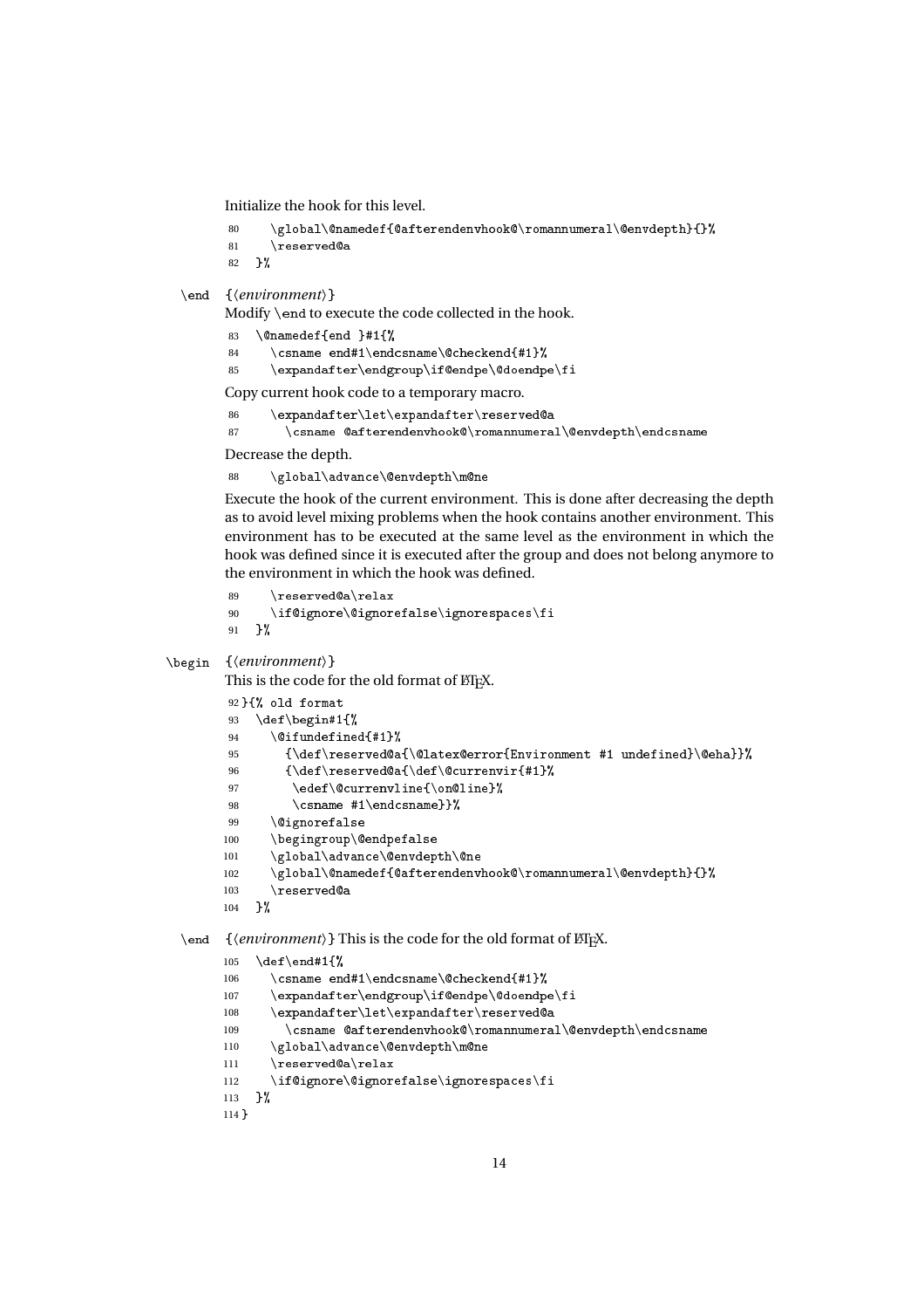Initialize the hook for this level.

```
80     \global\@namedef{@afterendenvhook@\romannumeral\@envdepth}{}%
81     \reserved@a
82   }%
```

`\end` {⟨*environment*⟩}

Modify `\end` to execute the code collected in the hook.

```
83   \@namedef{end }#1{%
84     \csname end#1\endcsname\@checkend{#1}%
85     \expandafter\endgroup\if@endpe\@doendpe\fi
```

Copy current hook code to a temporary macro.

```
86     \expandafter\let\expandafter\reserved@a
87       \csname @afterendenvhook@\romannumeral\@envdepth\endcsname
```

Decrease the depth.

```
88     \global\advance\@envdepth\m@ne
```

Execute the hook of the current environment. This is done after decreasing the depth as to avoid level mixing problems when the hook contains another environment. This environment has to be executed at the same level as the environment in which the hook was defined since it is executed after the group and does not belong anymore to the environment in which the hook was defined.

```
89     \reserved@a\relax
90     \if@ignore\@ignorefalse\ignorespaces\fi
91   }%
```

`\begin` {⟨*environment*⟩}

This is the code for the old format of LaTeX.

```
92 }{% old format
93   \def\begin#1{%
94     \@ifundefined{#1}%
95       {\def\reserved@a{\@latex@error{Environment #1 undefined}\@eha}}%
96       {\def\reserved@a{\def\@currenvir{#1}%
97        \edef\@currenvline{\on@line}%
98        \csname #1\endcsname}}%
99     \@ignorefalse
100    \begingroup\@endpefalse
101    \global\advance\@envdepth\@ne
102    \global\@namedef{@afterendenvhook@\romannumeral\@envdepth}{}%
103    \reserved@a
104  }%
```

`\end` {⟨*environment*⟩} This is the code for the old format of LaTeX.

```
105  \def\end#1{%
106    \csname end#1\endcsname\@checkend{#1}%
107    \expandafter\endgroup\if@endpe\@doendpe\fi
108    \expandafter\let\expandafter\reserved@a
109      \csname @afterendenvhook@\romannumeral\@envdepth\endcsname
110    \global\advance\@envdepth\m@ne
111    \reserved@a\relax
112    \if@ignore\@ignorefalse\ignorespaces\fi
113  }%
114 }
```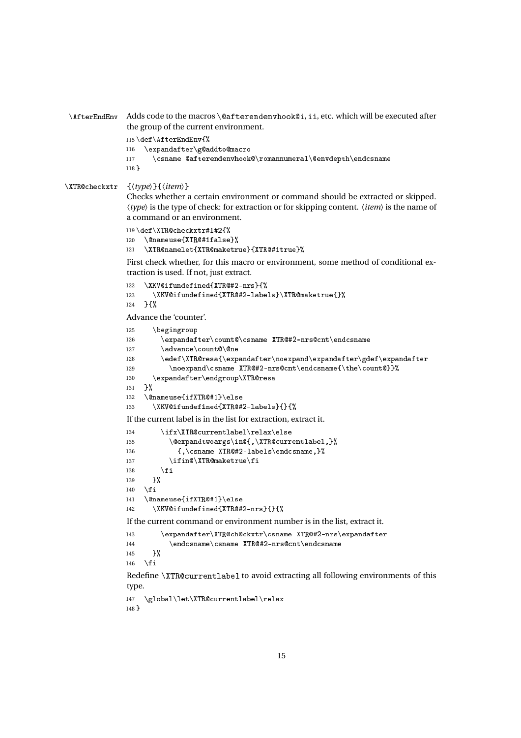`\AfterEndEnv` Adds code to the macros `\@afterendenvhook@i`, `ii`, etc. which will be executed after the group of the current environment.

```
115 \def\AfterEndEnv{%
116   \expandafter\g@addto@macro
117     \csname @afterendenvhook@\romannumeral\@envdepth\endcsname
118 }
```

`\XTR@checkxtr` {⟨*type*⟩}{⟨*item*⟩}

Checks whether a certain environment or command should be extracted or skipped. ⟨*type*⟩ is the type of check: for extraction or for skipping content. ⟨*item*⟩ is the name of a command or an environment.

```
119 \def\XTR@checkxtr#1#2{%
120   \@nameuse{XTR@#1false}%
121   \XTR@namelet{XTR@maketrue}{XTR@#1true}%
```

First check whether, for this macro or environment, some method of conditional extraction is used. If not, just extract.

```
122   \XKV@ifundefined{XTR@#2-nrs}{%
123     \XKV@ifundefined{XTR@#2-labels}\XTR@maketrue{}%
124   }{%
```

Advance the 'counter'.

```
125     \begingroup
126       \expandafter\count@\csname XTR@#2-nrs@cnt\endcsname
127       \advance\count@\@ne
128       \edef\XTR@resa{\expandafter\noexpand\expandafter\gdef\expandafter
129         \noexpand\csname XTR@#2-nrs@cnt\endcsname{\the\count@}}%
130     \expandafter\endgroup\XTR@resa
131   }%
132   \@nameuse{ifXTR@#1}\else
133     \XKV@ifundefined{XTR@#2-labels}{}{%
```

If the current label is in the list for extraction, extract it.

```
134       \ifx\XTR@currentlabel\relax\else
135         \@expandtwoargs\in@{,\XTR@currentlabel,}%
136           {,\csname XTR@#2-labels\endcsname,}%
137         \ifin@\XTR@maketrue\fi
138       \fi
139     }%
140   \fi
141   \@nameuse{ifXTR@#1}\else
142     \XKV@ifundefined{XTR@#2-nrs}{}{%
```

If the current command or environment number is in the list, extract it.

```
143       \expandafter\XTR@ch@ckxtr\csname XTR@#2-nrs\expandafter
144         \endcsname\csname XTR@#2-nrs@cnt\endcsname
145     }%
146   \fi
```

Redefine `\XTR@currentlabel` to avoid extracting all following environments of this type.

```
147   \global\let\XTR@currentlabel\relax
148 }
```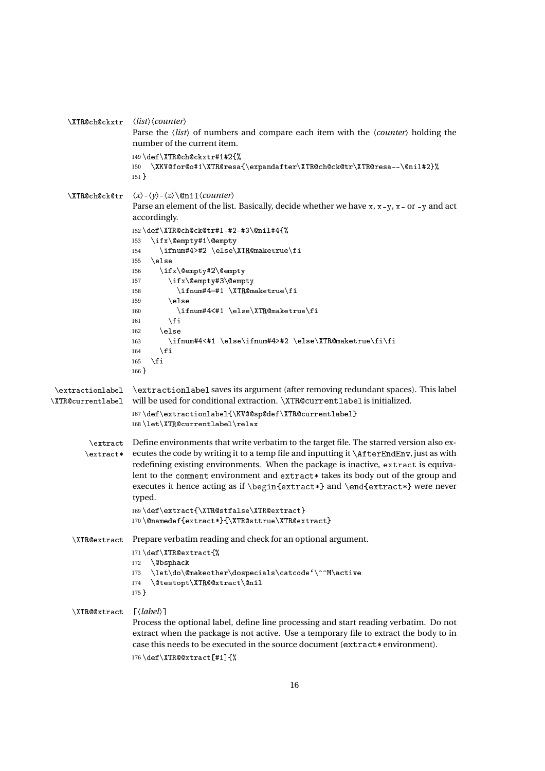\XTR@ch@ckxtr ⟨*list*⟩⟨*counter*⟩

Parse the ⟨*list*⟩ of numbers and compare each item with the ⟨*counter*⟩ holding the number of the current item.

```
149 \def\XTR@ch@ckxtr#1#2{%
150   \XKV@for@o#1\XTR@resa{\expandafter\XTR@ch@ck@tr\XTR@resa--\@nil#2}%
151 }
```

\XTR@ch@ck@tr ⟨*x*⟩-⟨*y*⟩-⟨*z*⟩\@nil⟨*counter*⟩

Parse an element of the list. Basically, decide whether we have x, x-y, x- or -y and act accordingly.

```
152 \def\XTR@ch@ck@tr#1-#2-#3\@nil#4{%
153   \ifx\@empty#1\@empty
154     \ifnum#4>#2 \else\XTR@maketrue\fi
155   \else
156     \ifx\@empty#2\@empty
157       \ifx\@empty#3\@empty
158         \ifnum#4=#1 \XTR@maketrue\fi
159       \else
160         \ifnum#4<#1 \else\XTR@maketrue\fi
161       \fi
162     \else
163       \ifnum#4<#1 \else\ifnum#4>#2 \else\XTR@maketrue\fi\fi
164     \fi
165   \fi
166 }
```

\extractionlabel \XTR@currentlabel

\extractionlabel saves its argument (after removing redundant spaces). This label will be used for conditional extraction. \XTR@currentlabel is initialized.

```
167 \def\extractionlabel{\KV@@sp@def\XTR@currentlabel}
168 \let\XTR@currentlabel\relax
```

\extract \extract*

Define environments that write verbatim to the target file. The starred version also executes the code by writing it to a temp file and inputting it \AfterEndEnv, just as with redefining existing environments. When the package is inactive, extract is equivalent to the comment environment and extract* takes its body out of the group and executes it hence acting as if \begin{extract*} and \end{extract*} were never typed.

```
169 \def\extract{\XTR@stfalse\XTR@extract}
170 \@namedef{extract*}{\XTR@sttrue\XTR@extract}
```

\XTR@extract Prepare verbatim reading and check for an optional argument.

```
171 \def\XTR@extract{%
172   \@bsphack
173   \let\do\@makeother\dospecials\catcode`\^^M\active
174   \@testopt\XTR@@xtract\@nil
175 }
```

\XTR@@xtract [⟨*label*⟩]

Process the optional label, define line processing and start reading verbatim. Do not extract when the package is not active. Use a temporary file to extract the body to in case this needs to be executed in the source document (extract* environment).

```
176 \def\XTR@@xtract[#1]{%
```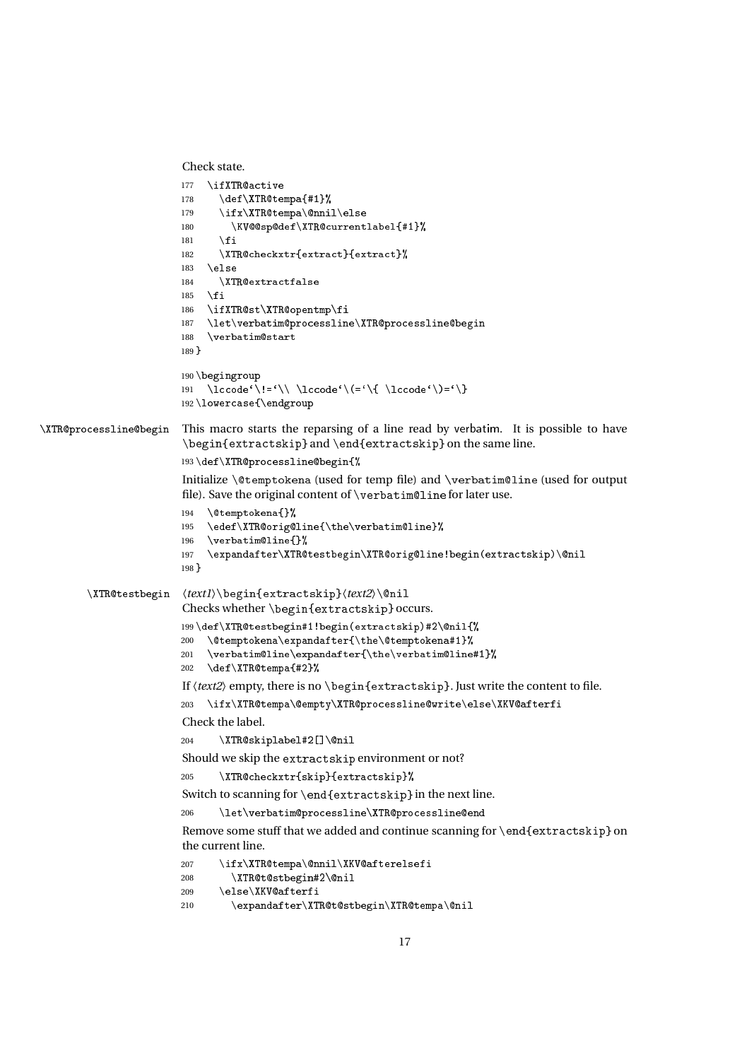Check state.

```
177   \ifXTR@active
178     \def\XTR@tempa{#1}%
179     \ifx\XTR@tempa\@nnil\else
180       \KV@@sp@def\XTR@currentlabel{#1}%
181     \fi
182     \XTR@checkxtr{extract}{extract}%
183   \else
184     \XTR@extractfalse
185   \fi
186   \ifXTR@st\XTR@opentmp\fi
187   \let\verbatim@processline\XTR@processline@begin
188   \verbatim@start
189 }
```

```
190 \begingroup
191   \lccode`\!=`\\ \lccode`\(=`\{ \lccode`\)=`\}
192 \lowercase{\endgroup
```

`\XTR@processline@begin` This macro starts the reparsing of a line read by verbatim. It is possible to have `\begin{extractskip}` and `\end{extractskip}` on the same line.

```
193 \def\XTR@processline@begin{%
```

Initialize `\@temptokena` (used for temp file) and `\verbatim@line` (used for output file). Save the original content of `\verbatim@line` for later use.

```
194   \@temptokena{}%
195   \edef\XTR@orig@line{\the\verbatim@line}%
196   \verbatim@line{}%
197   \expandafter\XTR@testbegin\XTR@orig@line!begin(extractskip)\@nil
198 }
```

`\XTR@testbegin` ⟨*text1*⟩`\begin{extractskip}`⟨*text2*⟩`\@nil`

Checks whether `\begin{extractskip}` occurs.

```
199 \def\XTR@testbegin#1!begin(extractskip)#2\@nil{%
200   \@temptokena\expandafter{\the\@temptokena#1}%
201   \verbatim@line\expandafter{\the\verbatim@line#1}%
202   \def\XTR@tempa{#2}%
```

If ⟨*text2*⟩ empty, there is no `\begin{extractskip}`. Just write the content to file.

```
203   \ifx\XTR@tempa\@empty\XTR@processline@write\else\XKV@afterfi
```

Check the label.

```
204     \XTR@skiplabel#2[]\@nil
```

Should we skip the extractskip environment or not?

```
205     \XTR@checkxtr{skip}{extractskip}%
```

Switch to scanning for `\end{extractskip}` in the next line.

```
206     \let\verbatim@processline\XTR@processline@end
```

Remove some stuff that we added and continue scanning for `\end{extractskip}` on the current line.

```
207     \ifx\XTR@tempa\@nnil\XKV@afterelsefi
208       \XTR@t@stbegin#2\@nil
209     \else\XKV@afterfi
210       \expandafter\XTR@t@stbegin\XTR@tempa\@nil
```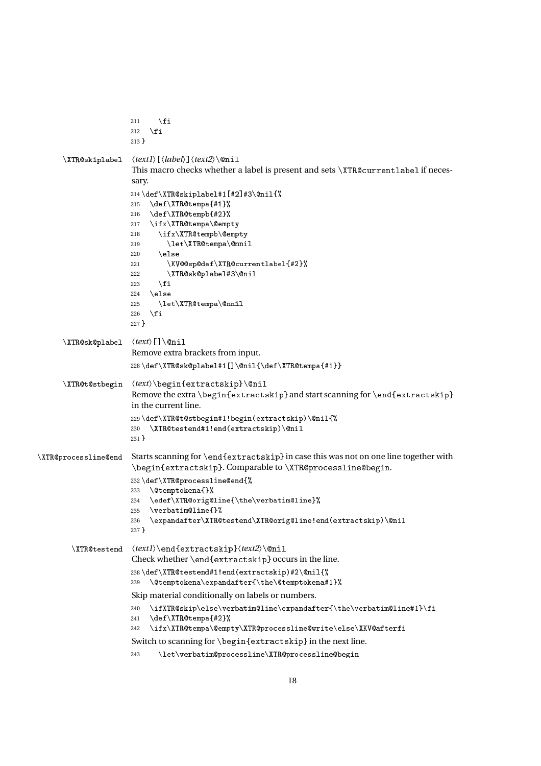```
211     \fi
212   \fi
213 }
```

`\XTR@skiplabel` ⟨*text1*⟩[⟨*label*⟩]⟨*text2*⟩`\@nil`

This macro checks whether a label is present and sets `\XTR@currentlabel` if necessary.

```
214 \def\XTR@skiplabel#1[#2]#3\@nil{%
215   \def\XTR@tempa{#1}%
216   \def\XTR@tempb{#2}%
217   \ifx\XTR@tempa\@empty
218     \ifx\XTR@tempb\@empty
219       \let\XTR@tempa\@nnil
220     \else
221       \KV@@sp@def\XTR@currentlabel{#2}%
222       \XTR@sk@plabel#3\@nil
223     \fi
224   \else
225     \let\XTR@tempa\@nnil
226   \fi
227 }
```

`\XTR@sk@plabel` ⟨*text*⟩`[]\@nil`

Remove extra brackets from input.

```
228 \def\XTR@sk@plabel#1[]\@nil{\def\XTR@tempa{#1}}
```

`\XTR@t@stbegin` ⟨*text*⟩`\begin{extractskip}\@nil`

Remove the extra `\begin{extractskip}` and start scanning for `\end{extractskip}` in the current line.

```
229 \def\XTR@t@stbegin#1!begin(extractskip)\@nil{%
230   \XTR@testend#1!end(extractskip)\@nil
231 }
```

`\XTR@processline@end`

Starts scanning for `\end{extractskip}` in case this was not on one line together with `\begin{extractskip}`. Comparable to `\XTR@processline@begin`.

```
232 \def\XTR@processline@end{%
233   \@temptokena{}%
234   \edef\XTR@orig@line{\the\verbatim@line}%
235   \verbatim@line{}%
236   \expandafter\XTR@testend\XTR@orig@line!end(extractskip)\@nil
237 }
```

`\XTR@testend` ⟨*text1*⟩`\end{extractskip}`⟨*text2*⟩`\@nil`

Check whether `\end{extractskip}` occurs in the line.

```
238 \def\XTR@testend#1!end(extractskip)#2\@nil{%
239   \@temptokena\expandafter{\the\@temptokena#1}%
```

Skip material conditionally on labels or numbers.

```
240   \ifXTR@skip\else\verbatim@line\expandafter{\the\verbatim@line#1}\fi
241   \def\XTR@tempa{#2}%
242   \ifx\XTR@tempa\@empty\XTR@processline@write\else\XKV@afterfi
```

Switch to scanning for `\begin{extractskip}` in the next line.

```
243     \let\verbatim@processline\XTR@processline@begin
```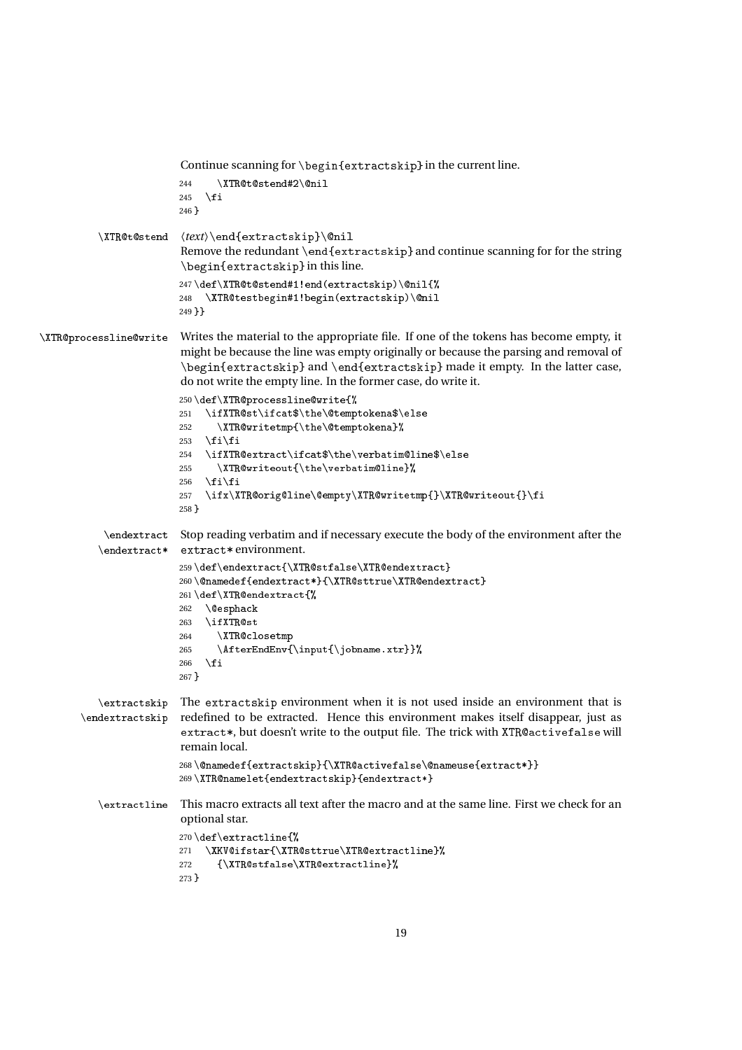Continue scanning for `\begin{extractskip}` in the current line.

```
244     \XTR@t@stend#2\@nil
245   \fi
246 }
```

`\XTR@t@stend` ⟨*text*⟩`\end{extractskip}\@nil`

Remove the redundant `\end{extractskip}` and continue scanning for for the string `\begin{extractskip}` in this line.

```
247 \def\XTR@t@stend#1!end(extractskip)\@nil{%
248   \XTR@testbegin#1!begin(extractskip)\@nil
249 }}
```

`\XTR@processline@write` Writes the material to the appropriate file. If one of the tokens has become empty, it might be because the line was empty originally or because the parsing and removal of `\begin{extractskip}` and `\end{extractskip}` made it empty. In the latter case, do not write the empty line. In the former case, do write it.

```
250 \def\XTR@processline@write{%
251   \ifXTR@st\ifcat$\the\@temptokena$\else
252     \XTR@writetmp{\the\@temptokena}%
253   \fi\fi
254   \ifXTR@extract\ifcat$\the\verbatim@line$\else
255     \XTR@writeout{\the\verbatim@line}%
256   \fi\fi
257   \ifx\XTR@orig@line\@empty\XTR@writetmp{}\XTR@writeout{}\fi
258 }
```

`\endextract` `\endextract*` Stop reading verbatim and if necessary execute the body of the environment after the `extract*` environment.

```
259 \def\endextract{\XTR@stfalse\XTR@endextract}
260 \@namedef{endextract*}{\XTR@sttrue\XTR@endextract}
261 \def\XTR@endextract{%
262   \@esphack
263   \ifXTR@st
264     \XTR@closetmp
265     \AfterEndEnv{\input{\jobname.xtr}}%
266   \fi
267 }
```

`\extractskip` `\endextractskip` The `extractskip` environment when it is not used inside an environment that is redefined to be extracted. Hence this environment makes itself disappear, just as `extract*`, but doesn't write to the output file. The trick with `XTR@activefalse` will remain local.

```
268 \@namedef{extractskip}{\XTR@activefalse\@nameuse{extract*}}
269 \XTR@namelet{endextractskip}{endextract*}
```

`\extractline` This macro extracts all text after the macro and at the same line. First we check for an optional star.

```
270 \def\extractline{%
271   \XKV@ifstar{\XTR@sttrue\XTR@extractline}%
272     {\XTR@stfalse\XTR@extractline}%
273 }
```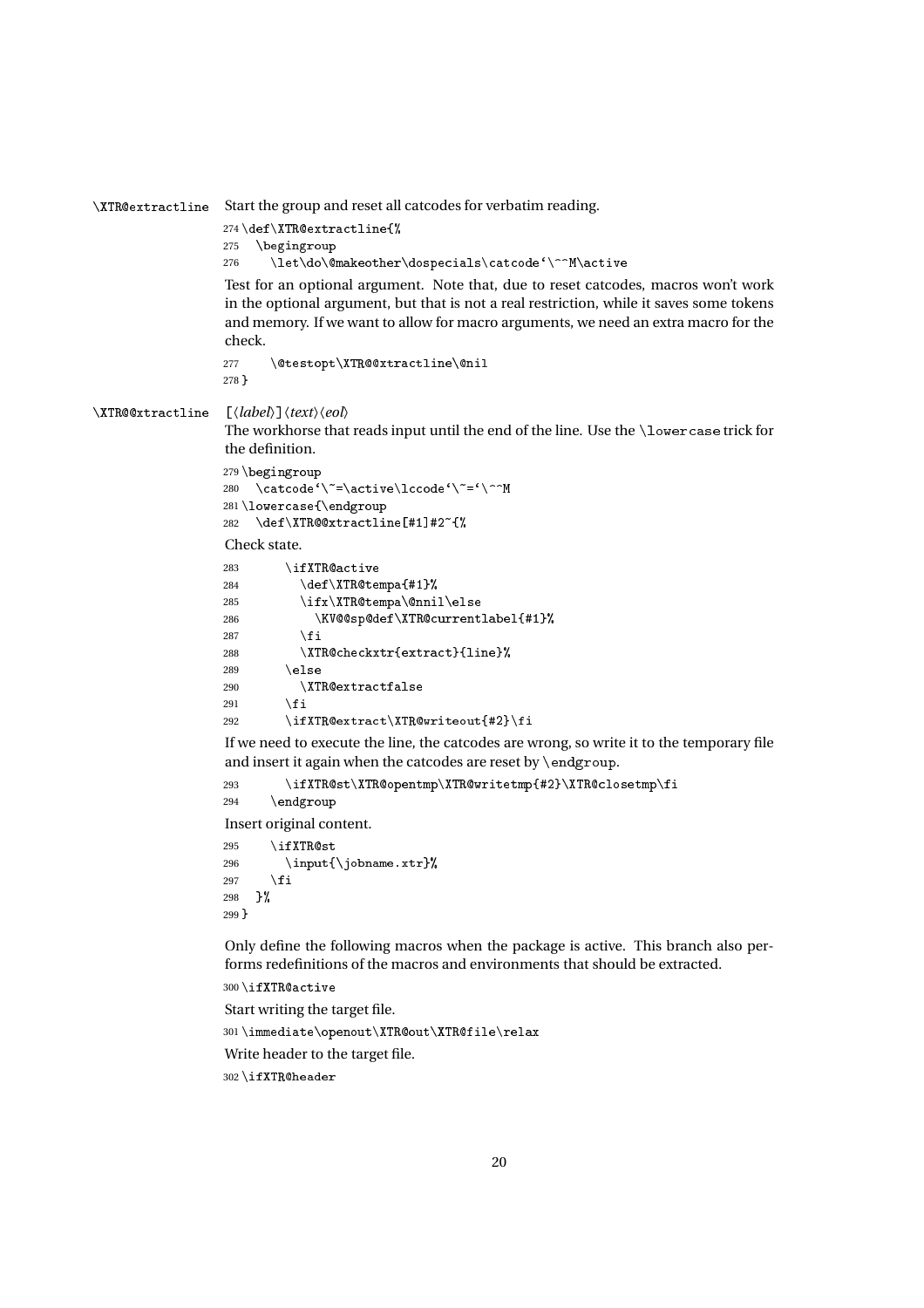`\XTR@extractline` Start the group and reset all catcodes for verbatim reading.

```
274 \def\XTR@extractline{%
275   \begingroup
276     \let\do\@makeother\dospecials\catcode`\^^M\active
```

Test for an optional argument. Note that, due to reset catcodes, macros won't work in the optional argument, but that is not a real restriction, while it saves some tokens and memory. If we want to allow for macro arguments, we need an extra macro for the check.

```
277     \@testopt\XTR@@xtractline\@nil
278 }
```

`\XTR@@xtractline` [⟨*label*⟩]⟨*text*⟩⟨*eol*⟩

The workhorse that reads input until the end of the line. Use the `\lowercase` trick for the definition.

```
279 \begingroup
280   \catcode`\~=\active\lccode`\~=`\^^M
281 \lowercase{\endgroup
282   \def\XTR@@xtractline[#1]#2~{%
```

Check state.

```
283       \ifXTR@active
284         \def\XTR@tempa{#1}%
285         \ifx\XTR@tempa\@nnil\else
286           \KV@@sp@def\XTR@currentlabel{#1}%
287         \fi
288         \XTR@checkxtr{extract}{line}%
289       \else
290         \XTR@extractfalse
291       \fi
292       \ifXTR@extract\XTR@writeout{#2}\fi
```

If we need to execute the line, the catcodes are wrong, so write it to the temporary file and insert it again when the catcodes are reset by `\endgroup`.

```
293       \ifXTR@st\XTR@opentmp\XTR@writetmp{#2}\XTR@closetmp\fi
294     \endgroup
```

Insert original content.

```
295     \ifXTR@st
296       \input{\jobname.xtr}%
297     \fi
298   }%
299 }
```

Only define the following macros when the package is active. This branch also performs redefinitions of the macros and environments that should be extracted.

```
300 \ifXTR@active
```

Start writing the target file.

```
301 \immediate\openout\XTR@out\XTR@file\relax
```

Write header to the target file.

```
302 \ifXTR@header
```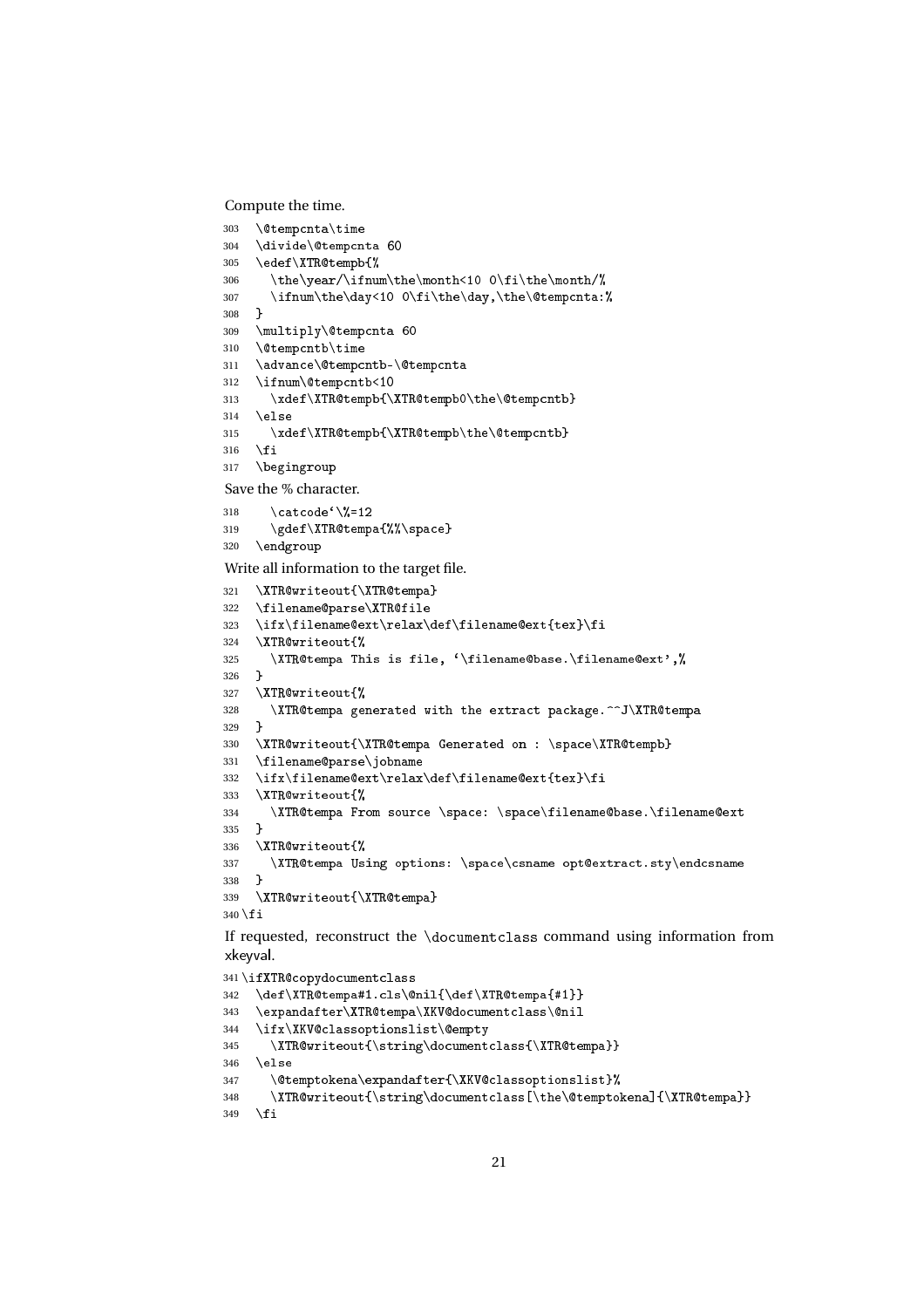Compute the time.

```
303   \@tempcnta\time
304   \divide\@tempcnta 60
305   \edef\XTR@tempb{%
306     \the\year/\ifnum\the\month<10 0\fi\the\month/%
307     \ifnum\the\day<10 0\fi\the\day,\the\@tempcnta:%
308   }
309   \multiply\@tempcnta 60
310   \@tempcntb\time
311   \advance\@tempcntb-\@tempcnta
312   \ifnum\@tempcntb<10
313     \xdef\XTR@tempb{\XTR@tempb0\the\@tempcntb}
314   \else
315     \xdef\XTR@tempb{\XTR@tempb\the\@tempcntb}
316   \fi
317   \begingroup
```

Save the % character.

```
318     \catcode`\%=12
319     \gdef\XTR@tempa{%%\space}
320   \endgroup
```

Write all information to the target file.

```
321   \XTR@writeout{\XTR@tempa}
322   \filename@parse\XTR@file
323   \ifx\filename@ext\relax\def\filename@ext{tex}\fi
324   \XTR@writeout{%
325     \XTR@tempa This is file, `\filename@base.\filename@ext',%
326   }
327   \XTR@writeout{%
328     \XTR@tempa generated with the extract package.^^J\XTR@tempa
329   }
330   \XTR@writeout{\XTR@tempa Generated on : \space\XTR@tempb}
331   \filename@parse\jobname
332   \ifx\filename@ext\relax\def\filename@ext{tex}\fi
333   \XTR@writeout{%
334     \XTR@tempa From source \space: \space\filename@base.\filename@ext
335   }
336   \XTR@writeout{%
337     \XTR@tempa Using options: \space\csname opt@extract.sty\endcsname
338   }
339   \XTR@writeout{\XTR@tempa}
340 \fi
```

If requested, reconstruct the `\documentclass` command using information from xkeyval.

```
341 \ifXTR@copydocumentclass
342   \def\XTR@tempa#1.cls\@nil{\def\XTR@tempa{#1}}
343   \expandafter\XTR@tempa\XKV@documentclass\@nil
344   \ifx\XKV@classoptionslist\@empty
345     \XTR@writeout{\string\documentclass{\XTR@tempa}}
346   \else
347     \@temptokena\expandafter{\XKV@classoptionslist}%
348     \XTR@writeout{\string\documentclass[\the\@temptokena]{\XTR@tempa}}
349   \fi
```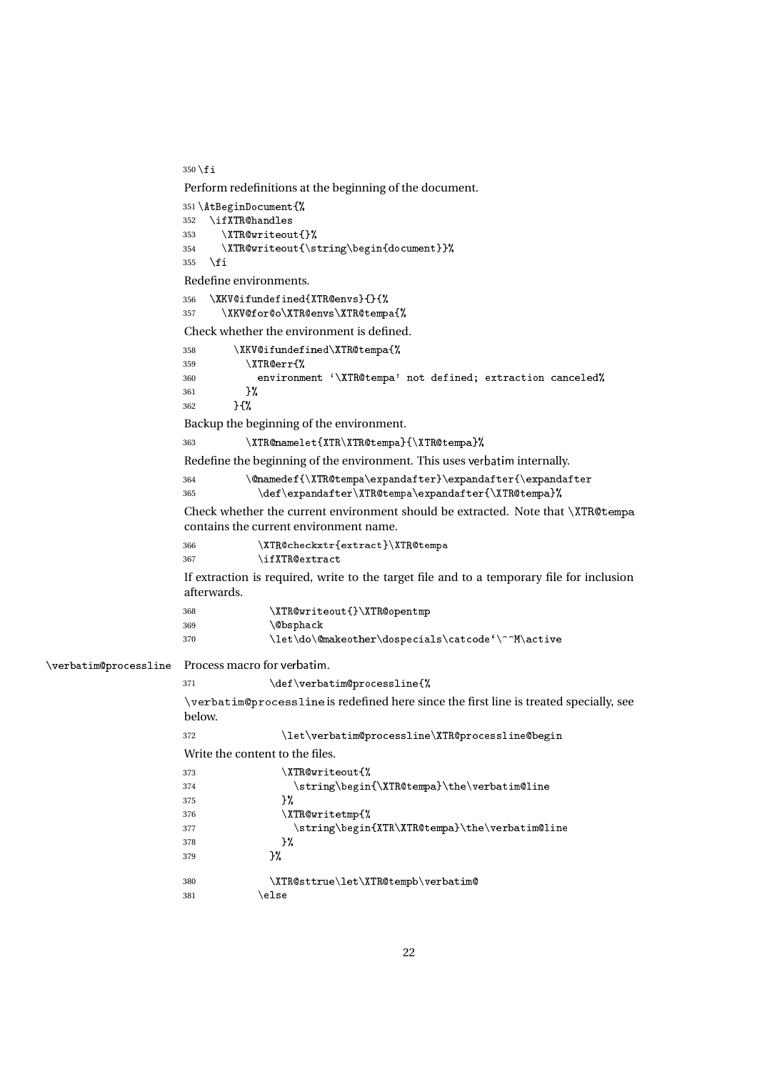```
350 \fi
```

Perform redefinitions at the beginning of the document.

```
351 \AtBeginDocument{%
352   \ifXTR@handles
353     \XTR@writeout{}%
354     \XTR@writeout{\string\begin{document}}%
355   \fi
```

Redefine environments.

```
356   \XKV@ifundefined{XTR@envs}{}{%
357     \XKV@for@o\XTR@envs\XTR@tempa{%
```

Check whether the environment is defined.

```
358       \XKV@ifundefined\XTR@tempa{%
359         \XTR@err{%
360           environment `\XTR@tempa' not defined; extraction canceled%
361         }%
362       }{%
```

Backup the beginning of the environment.

```
363         \XTR@namelet{XTR\XTR@tempa}{\XTR@tempa}%
```

Redefine the beginning of the environment. This uses verbatim internally.

```
364         \@namedef{\XTR@tempa\expandafter}\expandafter{\expandafter
365           \def\expandafter\XTR@tempa\expandafter{\XTR@tempa}%
```

Check whether the current environment should be extracted. Note that `\XTR@tempa` contains the current environment name.

```
366           \XTR@checkxtr{extract}\XTR@tempa
367           \ifXTR@extract
```

If extraction is required, write to the target file and to a temporary file for inclusion afterwards.

```
368             \XTR@writeout{}\XTR@opentmp
369             \@bsphack
370             \let\do\@makeother\dospecials\catcode`\^^M\active
```

`\verbatim@processline` Process macro for verbatim.

```
371             \def\verbatim@processline{%
```

`\verbatim@processline` is redefined here since the first line is treated specially, see below.

```
372               \let\verbatim@processline\XTR@processline@begin
```

Write the content to the files.

```
373               \XTR@writeout{%
374                 \string\begin{\XTR@tempa}\the\verbatim@line
375               }%
376               \XTR@writetmp{%
377                 \string\begin{XTR\XTR@tempa}\the\verbatim@line
378               }%
379             }%

380             \XTR@sttrue\let\XTR@tempb\verbatim@
381           \else
```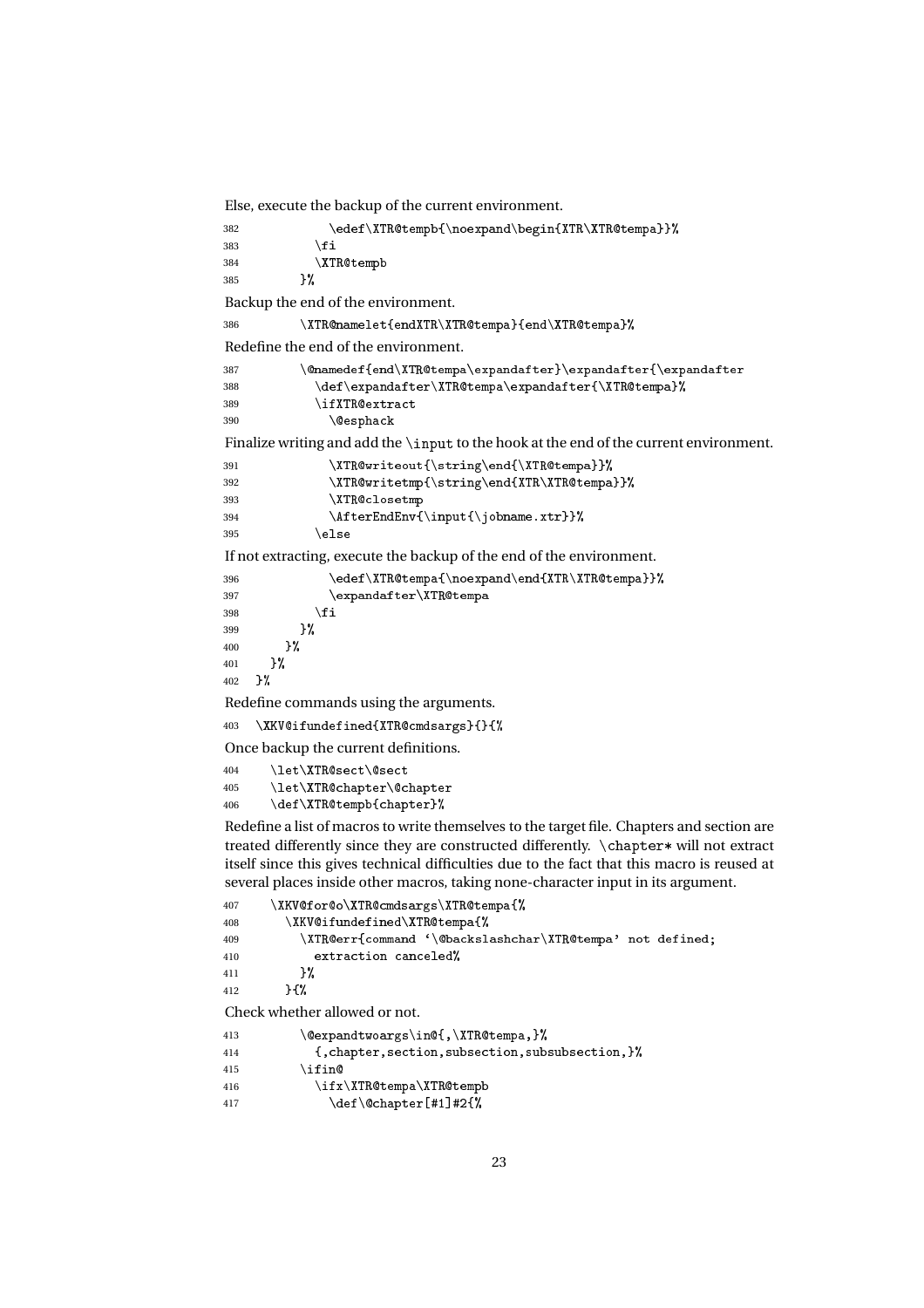Else, execute the backup of the current environment.

```
382            \edef\XTR@tempb{\noexpand\begin{XTR\XTR@tempa}}%
383          \fi
384          \XTR@tempb
385        }%
```

Backup the end of the environment.

```
386        \XTR@namelet{endXTR\XTR@tempa}{end\XTR@tempa}%
```

Redefine the end of the environment.

```
387        \@namedef{end\XTR@tempa\expandafter}\expandafter{\expandafter
388          \def\expandafter\XTR@tempa\expandafter{\XTR@tempa}%
389          \ifXTR@extract
390            \@esphack
```

Finalize writing and add the `\input` to the hook at the end of the current environment.

```
391            \XTR@writeout{\string\end{\XTR@tempa}}%
392            \XTR@writetmp{\string\end{XTR\XTR@tempa}}%
393            \XTR@closetmp
394            \AfterEndEnv{\input{\jobname.xtr}}%
395          \else
```

If not extracting, execute the backup of the end of the environment.

```
396            \edef\XTR@tempa{\noexpand\end{XTR\XTR@tempa}}%
397            \expandafter\XTR@tempa
398          \fi
399        }%
400      }%
401    }%
402  }%
```

Redefine commands using the arguments.

```
403  \XKV@ifundefined{XTR@cmdsargs}{}{%
```

Once backup the current definitions.

```
404    \let\XTR@sect\@sect
405    \let\XTR@chapter\@chapter
406    \def\XTR@tempb{chapter}%
```

Redefine a list of macros to write themselves to the target file. Chapters and section are treated differently since they are constructed differently. `\chapter*` will not extract itself since this gives technical difficulties due to the fact that this macro is reused at several places inside other macros, taking none-character input in its argument.

```
407    \XKV@for@o\XTR@cmdsargs\XTR@tempa{%
408      \XKV@ifundefined\XTR@tempa{%
409        \XTR@err{command `\@backslashchar\XTR@tempa' not defined;
410          extraction canceled%
411        }%
412      }{%
```

Check whether allowed or not.

```
413        \@expandtwoargs\in@{,\XTR@tempa,}%
414          {,chapter,section,subsection,subsubsection,}%
415        \ifin@
416          \ifx\XTR@tempa\XTR@tempb
417            \def\@chapter[#1]#2{%
```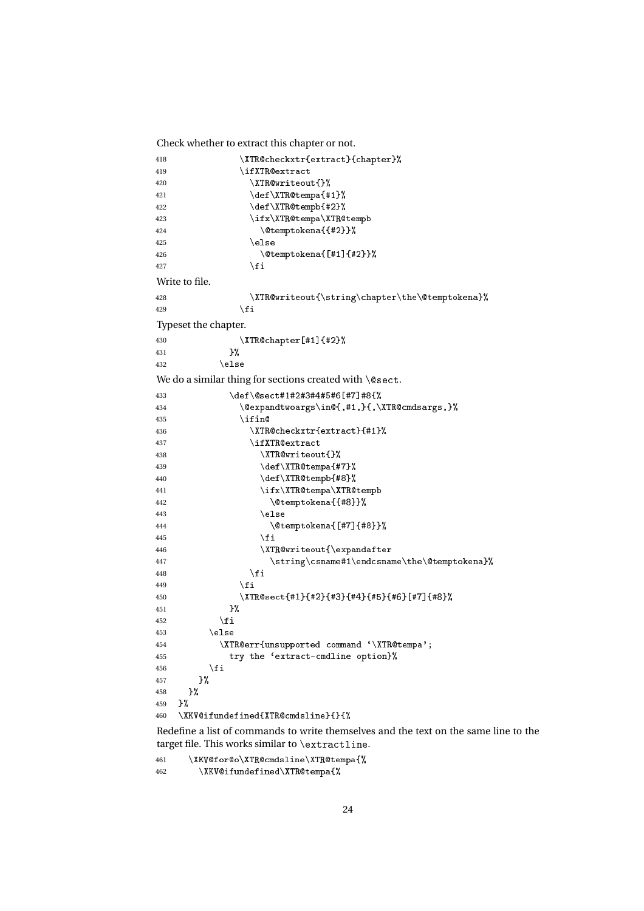Check whether to extract this chapter or not.

```
418                 \XTR@checkxtr{extract}{chapter}%
419                 \ifXTR@extract
420                   \XTR@writeout{}%
421                   \def\XTR@tempa{#1}%
422                   \def\XTR@tempb{#2}%
423                   \ifx\XTR@tempa\XTR@tempb
424                     \@temptokena{{#2}}%
425                   \else
426                     \@temptokena{[#1]{#2}}%
427                   \fi
```

Write to file.

```
428                   \XTR@writeout{\string\chapter\the\@temptokena}%
429                 \fi
```

Typeset the chapter.

```
430                 \XTR@chapter[#1]{#2}%
431               }%
432             \else
```

We do a similar thing for sections created with `\@sect`.

```
433               \def\@sect#1#2#3#4#5#6[#7]#8{%
434                 \@expandtwoargs\in@{,#1,}{,\XTR@cmdsargs,}%
435                 \ifin@
436                   \XTR@checkxtr{extract}{#1}%
437                   \ifXTR@extract
438                     \XTR@writeout{}%
439                     \def\XTR@tempa{#7}%
440                     \def\XTR@tempb{#8}%
441                     \ifx\XTR@tempa\XTR@tempb
442                       \@temptokena{{#8}}%
443                     \else
444                       \@temptokena{[#7]{#8}}%
445                     \fi
446                     \XTR@writeout{\expandafter
447                       \string\csname#1\endcsname\the\@temptokena}%
448                   \fi
449                 \fi
450                 \XTR@sect{#1}{#2}{#3}{#4}{#5}{#6}[#7]{#8}%
451               }%
452             \fi
453           \else
454             \XTR@err{unsupported command `\XTR@tempa';
455               try the `extract-cmdline option}%
456           \fi
457         }%
458       }%
459     }%
460   \XKV@ifundefined{XTR@cmdsline}{}{%
```

Redefine a list of commands to write themselves and the text on the same line to the target file. This works similar to `\extractline`.

```
461     \XKV@for@o\XTR@cmdsline\XTR@tempa{%
462       \XKV@ifundefined\XTR@tempa{%
```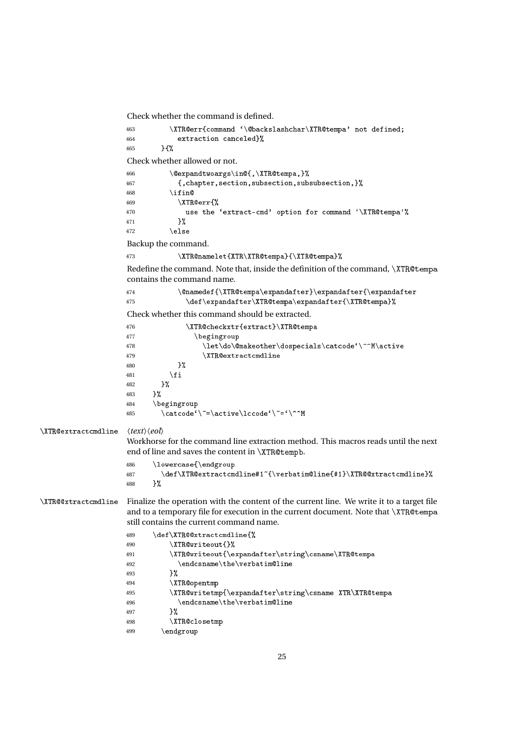Check whether the command is defined.

```
463         \XTR@err{command `\@backslashchar\XTR@tempa' not defined;
464           extraction canceled}%
465       }{%
```

Check whether allowed or not.

```
466         \@expandtwoargs\in@{,\XTR@tempa,}%
467           {,chapter,section,subsection,subsubsection,}%
468         \ifin@
469           \XTR@err{%
470             use the `extract-cmd' option for command `\XTR@tempa'%
471           }%
472         \else
```

Backup the command.

```
473           \XTR@namelet{XTR\XTR@tempa}{\XTR@tempa}%
```

Redefine the command. Note that, inside the definition of the command, `\XTR@tempa` contains the command name.

```
474           \@namedef{\XTR@tempa\expandafter}\expandafter{\expandafter
475             \def\expandafter\XTR@tempa\expandafter{\XTR@tempa}%
```

Check whether this command should be extracted.

```
476             \XTR@checkxtr{extract}\XTR@tempa
477               \begingroup
478                 \let\do\@makeother\dospecials\catcode`\^^M\active
479                 \XTR@extractcmdline
480           }%
481         \fi
482       }%
483     }%
484     \begingroup
485       \catcode`\~=\active\lccode`\~=`\^^M
```

`\XTR@extractcmdline` ⟨*text*⟩⟨*eol*⟩

Workhorse for the command line extraction method. This macros reads until the next end of line and saves the content in `\XTR@tempb`.

```
486     \lowercase{\endgroup
487       \def\XTR@extractcmdline#1~{\verbatim@line{#1}\XTR@@xtractcmdline}%
488     }%
```

`\XTR@@xtractcmdline` Finalize the operation with the content of the current line. We write it to a target file and to a temporary file for execution in the current document. Note that `\XTR@tempa` still contains the current command name.

```
489     \def\XTR@@xtractcmdline{%
490         \XTR@writeout{}%
491         \XTR@writeout{\expandafter\string\csname\XTR@tempa
492           \endcsname\the\verbatim@line
493         }%
494         \XTR@opentmp
495         \XTR@writetmp{\expandafter\string\csname XTR\XTR@tempa
496           \endcsname\the\verbatim@line
497         }%
498         \XTR@closetmp
499       \endgroup
```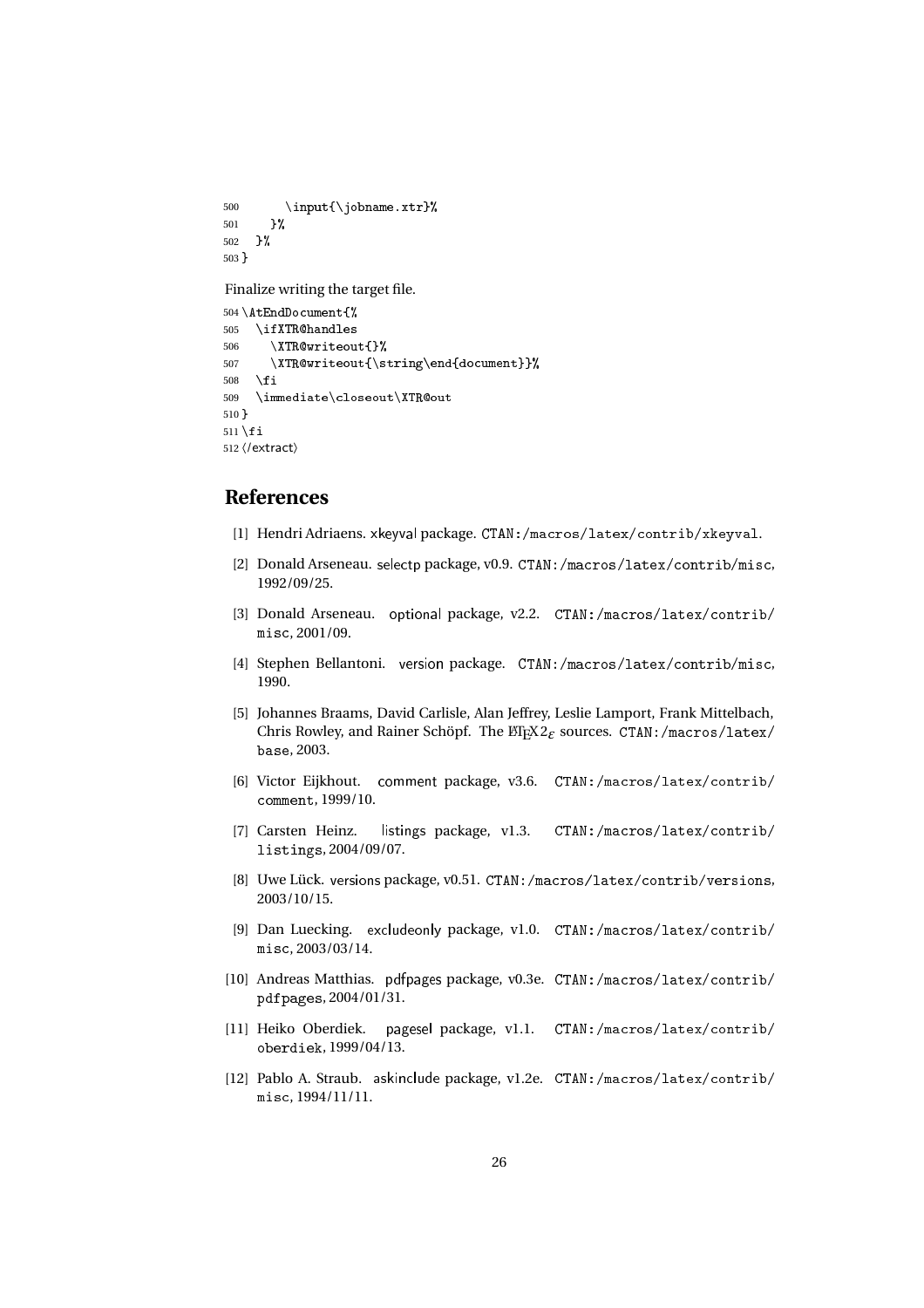```
500       \input{\jobname.xtr}%
501     }%
502   }%
503 }
```

Finalize writing the target file.

```
504 \AtEndDocument{%
505   \ifXTR@handles
506     \XTR@writeout{}%
507     \XTR@writeout{\string\end{document}}%
508   \fi
509   \immediate\closeout\XTR@out
510 }
511 \fi
512 ⟨/extract⟩
```

## References

[1] Hendri Adriaens. xkeyval package. CTAN:/macros/latex/contrib/xkeyval.

[2] Donald Arseneau. selectp package, v0.9. CTAN:/macros/latex/contrib/misc, 1992/09/25.

[3] Donald Arseneau. optional package, v2.2. CTAN:/macros/latex/contrib/misc, 2001/09.

[4] Stephen Bellantoni. version package. CTAN:/macros/latex/contrib/misc, 1990.

[5] Johannes Braams, David Carlisle, Alan Jeffrey, Leslie Lamport, Frank Mittelbach, Chris Rowley, and Rainer Schöpf. The LaTeX $2_\varepsilon$ sources. CTAN:/macros/latex/base, 2003.

[6] Victor Eijkhout. comment package, v3.6. CTAN:/macros/latex/contrib/comment, 1999/10.

[7] Carsten Heinz. listings package, v1.3. CTAN:/macros/latex/contrib/listings, 2004/09/07.

[8] Uwe Lück. versions package, v0.51. CTAN:/macros/latex/contrib/versions, 2003/10/15.

[9] Dan Luecking. excludeonly package, v1.0. CTAN:/macros/latex/contrib/misc, 2003/03/14.

[10] Andreas Matthias. pdfpages package, v0.3e. CTAN:/macros/latex/contrib/pdfpages, 2004/01/31.

[11] Heiko Oberdiek. pagesel package, v1.1. CTAN:/macros/latex/contrib/oberdiek, 1999/04/13.

[12] Pablo A. Straub. askinclude package, v1.2e. CTAN:/macros/latex/contrib/misc, 1994/11/11.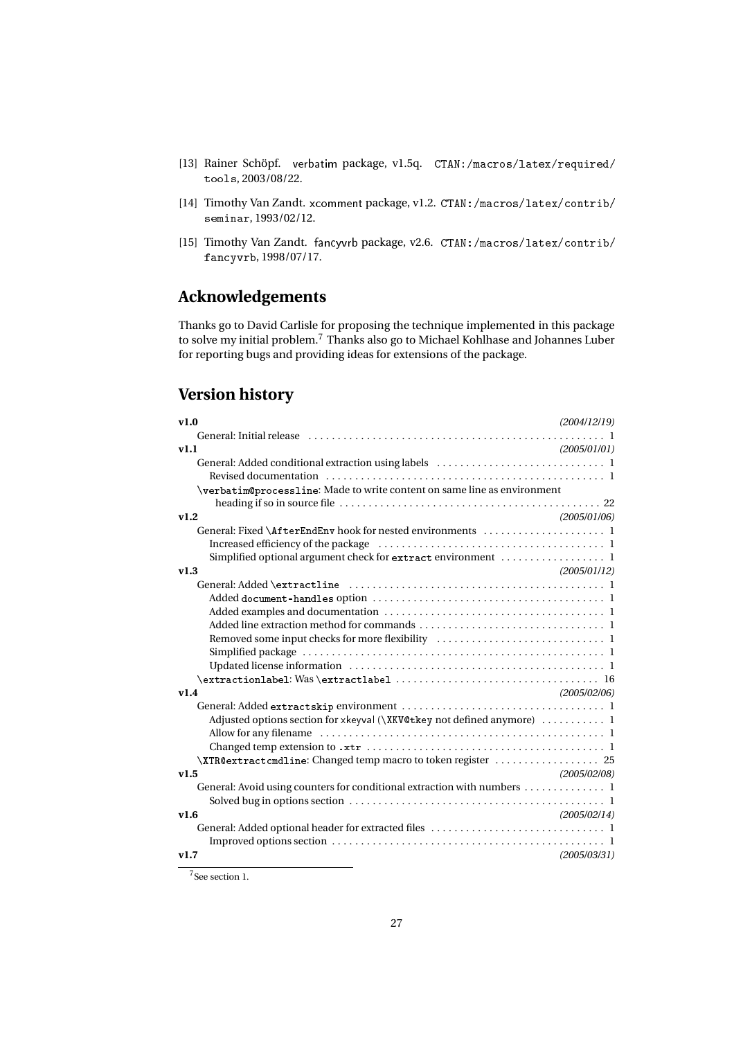[13] Rainer Schöpf. verbatim package, v1.5q. CTAN:/macros/latex/required/tools, 2003/08/22.

[14] Timothy Van Zandt. xcomment package, v1.2. CTAN:/macros/latex/contrib/seminar, 1993/02/12.

[15] Timothy Van Zandt. fancyvrb package, v2.6. CTAN:/macros/latex/contrib/fancyvrb, 1998/07/17.

## Acknowledgements

Thanks go to David Carlisle for proposing the technique implemented in this package to solve my initial problem.[7] Thanks also go to Michael Kohlhase and Johannes Luber for reporting bugs and providing ideas for extensions of the package.

## Version history

**v1.0** *(2004/12/19)*

- General: Initial release . . . . . 1

**v1.1** *(2005/01/01)*

- General: Added conditional extraction using labels . . . . . 1
  - Revised documentation . . . . . 1
- `\verbatim@processline`: Made to write content on same line as environment heading if so in source file . . . . . 22

**v1.2** *(2005/01/06)*

- General: Fixed `\AfterEndEnv` hook for nested environments . . . . . 1
  - Increased efficiency of the package . . . . . 1
  - Simplified optional argument check for `extract` environment . . . . . 1

**v1.3** *(2005/01/12)*

- General: Added `\extractline` . . . . . 1
  - Added `document-handles` option . . . . . 1
  - Added examples and documentation . . . . . 1
  - Added line extraction method for commands . . . . . 1
  - Removed some input checks for more flexibility . . . . . 1
  - Simplified package . . . . . 1
  - Updated license information . . . . . 1
- `\extractionlabel`: Was `\extractlabel` . . . . . 16

**v1.4** *(2005/02/06)*

- General: Added `extractskip` environment . . . . . 1
  - Adjusted options section for xkeyval (`\XKV@tkey` not defined anymore) . . . . . 1
  - Allow for any filename . . . . . 1
  - Changed temp extension to `.xtr` . . . . . 1
- `\XTR@extractcmdline`: Changed temp macro to token register . . . . . 25

**v1.5** *(2005/02/08)*

- General: Avoid using counters for conditional extraction with numbers . . . . . 1
  - Solved bug in options section . . . . . 1

**v1.6** *(2005/02/14)*

- General: Added optional header for extracted files . . . . . 1
  - Improved options section . . . . . 1

**v1.7** *(2005/03/31)*

[7] See section 1.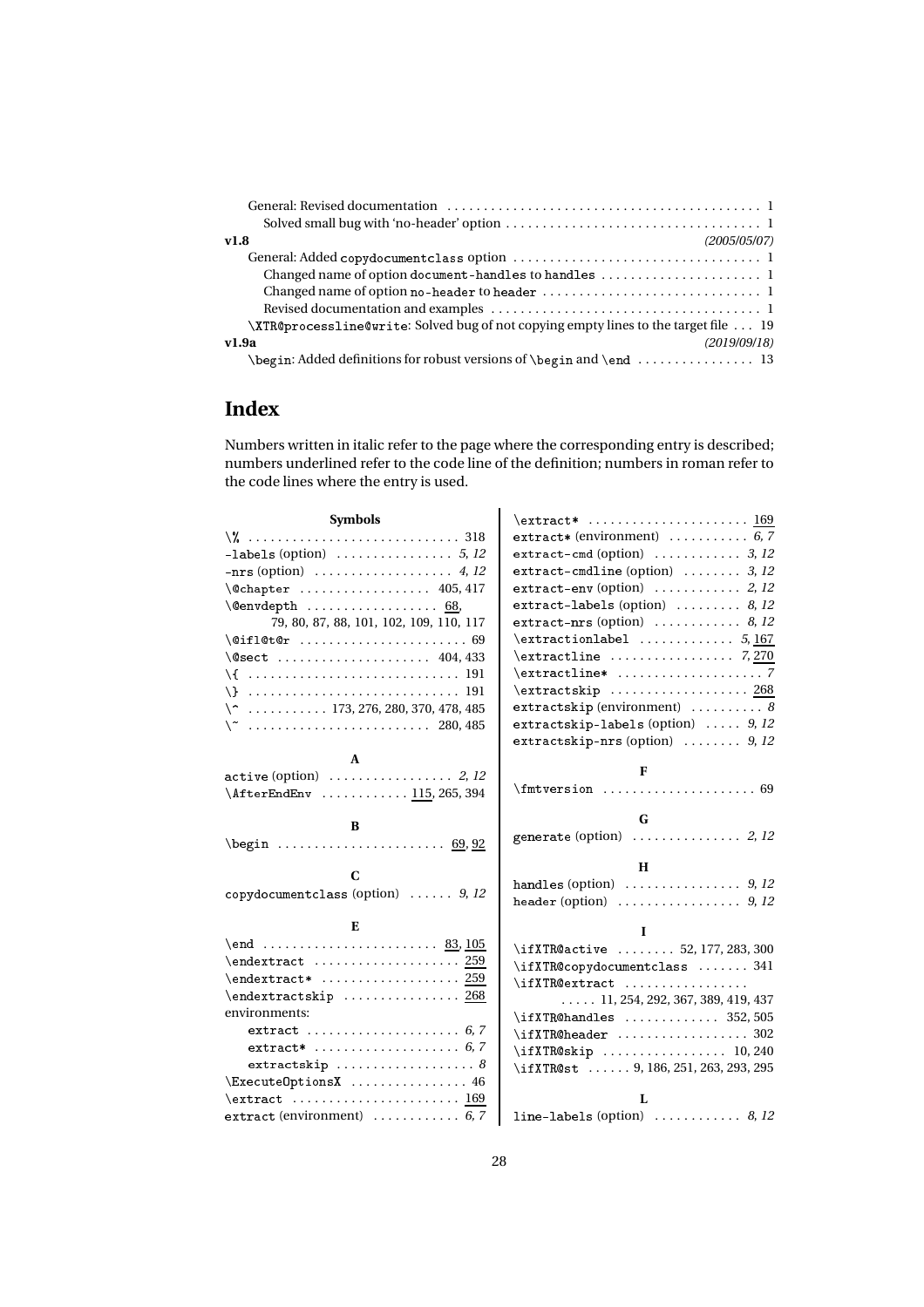General: Revised documentation . . . 1

Solved small bug with 'no-header' option . . . 1

**v1.8** *(2005/05/07)*

General: Added `copydocumentclass` option . . . 1

Changed name of option `document-handles` to `handles` . . . 1

Changed name of option `no-header` to `header` . . . 1

Revised documentation and examples . . . 1

`\XTR@processline@write`: Solved bug of not copying empty lines to the target file . . . 19

**v1.9a** *(2019/09/18)*

`\begin`: Added definitions for robust versions of `\begin` and `\end` . . . 13

# Index

Numbers written in italic refer to the page where the corresponding entry is described; numbers underlined refer to the code line of the definition; numbers in roman refer to the code lines where the entry is used.

**Symbols**

`\%` . . . 318
`-labels` (option) . . . *5, 12*
`-nrs` (option) . . . *4, 12*
`\@chapter` . . . 405, 417
`\@envdepth` . . . 68, 79, 80, 87, 88, 101, 102, 109, 110, 117
`\@ifl@t@r` . . . 69
`\@sect` . . . 404, 433
`\{` . . . 191
`\}` . . . 191
`\^` . . . 173, 276, 280, 370, 478, 485
`\~` . . . 280, 485

**A**

`active` (option) . . . *2, 12*
`\AfterEndEnv` . . . 115, 265, 394

**B**

`\begin` . . . 69, 92

**C**

`copydocumentclass` (option) . . . *9, 12*

**E**

`\end` . . . 83, 105
`\endextract` . . . 259
`\endextract*` . . . 259
`\endextractskip` . . . 268
environments:
  `extract` . . . *6, 7*
  `extract*` . . . *6, 7*
  `extractskip` . . . *8*
`\ExecuteOptionsX` . . . 46
`\extract` . . . 169
`extract` (environment) . . . *6, 7*
`\extract*` . . . 169
`extract*` (environment) . . . *6, 7*
`extract-cmd` (option) . . . *3, 12*
`extract-cmdline` (option) . . . *3, 12*
`extract-env` (option) . . . *2, 12*
`extract-labels` (option) . . . *8, 12*
`extract-nrs` (option) . . . *8, 12*
`\extractionlabel` . . . *5*, 167
`\extractline` . . . *7*, 270
`\extractline*` . . . *7*
`\extractskip` . . . 268
`extractskip` (environment) . . . *8*
`extractskip-labels` (option) . . . *9, 12*
`extractskip-nrs` (option) . . . *9, 12*

**F**

`\fmtversion` . . . 69

**G**

`generate` (option) . . . *2, 12*

**H**

`handles` (option) . . . *9, 12*
`header` (option) . . . *9, 12*

**I**

`\ifXTR@active` . . . 52, 177, 283, 300
`\ifXTR@copydocumentclass` . . . 341
`\ifXTR@extract` . . . 11, 254, 292, 367, 389, 419, 437
`\ifXTR@handles` . . . 352, 505
`\ifXTR@header` . . . 302
`\ifXTR@skip` . . . 10, 240
`\ifXTR@st` . . . 9, 186, 251, 263, 293, 295

**L**

`line-labels` (option) . . . *8, 12*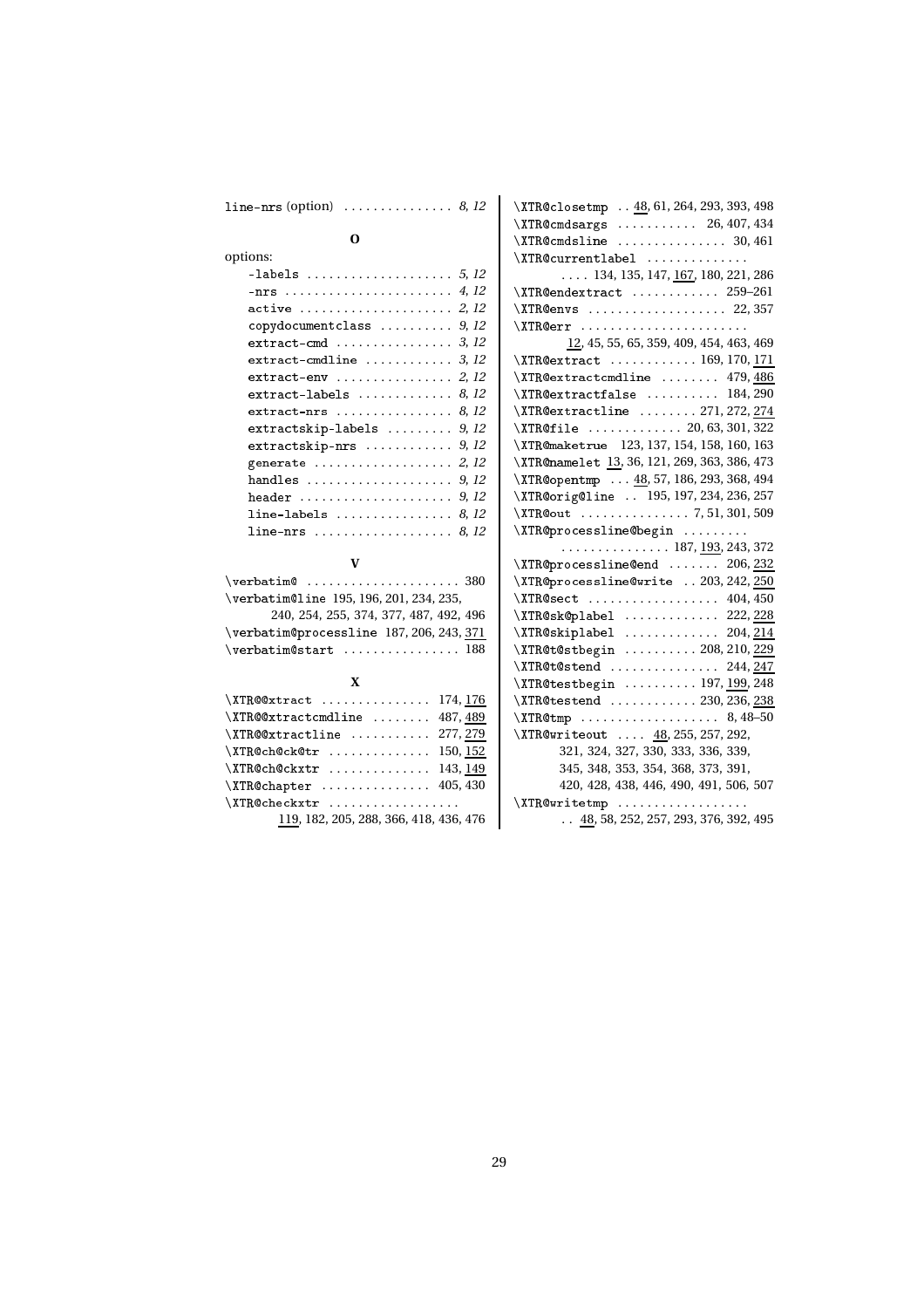`line-nrs` (option) . . . . . . . . . . . . . . *8*, *12*

**O**

options:

- `-labels` . . . . . . . . . . . . . . . . . . . *5*, *12*
- `-nrs` . . . . . . . . . . . . . . . . . . . . . *4*, *12*
- `active` . . . . . . . . . . . . . . . . . . . . *2*, *12*
- `copydocumentclass` . . . . . . . . . *9*, *12*
- `extract-cmd` . . . . . . . . . . . . . . . *3*, *12*
- `extract-cmdline` . . . . . . . . . . . *3*, *12*
- `extract-env` . . . . . . . . . . . . . . . *2*, *12*
- `extract-labels` . . . . . . . . . . . . *8*, *12*
- `extract-nrs` . . . . . . . . . . . . . . . *8*, *12*
- `extractskip-labels` . . . . . . . . *9*, *12*
- `extractskip-nrs` . . . . . . . . . . . *9*, *12*
- `generate` . . . . . . . . . . . . . . . . . . *2*, *12*
- `handles` . . . . . . . . . . . . . . . . . . . *9*, *12*
- `header` . . . . . . . . . . . . . . . . . . . . *9*, *12*
- `line-labels` . . . . . . . . . . . . . . . *8*, *12*
- `line-nrs` . . . . . . . . . . . . . . . . . . *8*, *12*

**V**

`\verbatim@` . . . . . . . . . . . . . . . . . . . . 380
`\verbatim@line` 195, 196, 201, 234, 235, 240, 254, 255, 374, 377, 487, 492, 496
`\verbatim@processline` 187, 206, 243, 371
`\verbatim@start` . . . . . . . . . . . . . . . 188

**X**

`\XTR@@xtract` . . . . . . . . . . . . . . 174, 176
`\XTR@@xtractcmdline` . . . . . . . . 487, 489
`\XTR@@xtractline` . . . . . . . . . . . 277, 279
`\XTR@ch@ck@tr` . . . . . . . . . . . . . 150, 152
`\XTR@ch@ckxtr` . . . . . . . . . . . . . 143, 149
`\XTR@chapter` . . . . . . . . . . . . . . 405, 430
`\XTR@checkxtr` . . . . . . . . . . . . . . . . . . 119, 182, 205, 288, 366, 418, 436, 476
`\XTR@closetmp` . . 48, 61, 264, 293, 393, 498
`\XTR@cmdsargs` . . . . . . . . . . . 26, 407, 434
`\XTR@cmdsline` . . . . . . . . . . . . . . . 30, 461
`\XTR@currentlabel` . . . . . . . . . . . . . . . . 134, 135, 147, 167, 180, 221, 286
`\XTR@endextract` . . . . . . . . . . . . 259–261
`\XTR@envs` . . . . . . . . . . . . . . . . . . 22, 357
`\XTR@err` . . . . . . . . . . . . . . . . . . . . . . 12, 45, 55, 65, 359, 409, 454, 463, 469
`\XTR@extract` . . . . . . . . . . . . 169, 170, 171
`\XTR@extractcmdline` . . . . . . . . 479, 486
`\XTR@extractfalse` . . . . . . . . . . 184, 290
`\XTR@extractline` . . . . . . . . 271, 272, 274
`\XTR@file` . . . . . . . . . . . . . 20, 63, 301, 322
`\XTR@maketrue` 123, 137, 154, 158, 160, 163
`\XTR@namelet` 13, 36, 121, 269, 363, 386, 473
`\XTR@opentmp` . . . 48, 57, 186, 293, 368, 494
`\XTR@orig@line` . . 195, 197, 234, 236, 257
`\XTR@out` . . . . . . . . . . . . . . . 7, 51, 301, 509
`\XTR@processline@begin` . . . . . . . . . . . . . . . . . . . . . . . 187, 193, 243, 372
`\XTR@processline@end` . . . . . . . 206, 232
`\XTR@processline@write` . . 203, 242, 250
`\XTR@sect` . . . . . . . . . . . . . . . . . . 404, 450
`\XTR@sk@plabel` . . . . . . . . . . . . . 222, 228
`\XTR@skiplabel` . . . . . . . . . . . . . 204, 214
`\XTR@t@stbegin` . . . . . . . . . . 208, 210, 229
`\XTR@t@stend` . . . . . . . . . . . . . . . 244, 247
`\XTR@testbegin` . . . . . . . . . . 197, 199, 248
`\XTR@testend` . . . . . . . . . . . . 230, 236, 238
`\XTR@tmp` . . . . . . . . . . . . . . . . . . . 8, 48–50
`\XTR@writeout` . . . . 48, 255, 257, 292, 321, 324, 327, 330, 333, 336, 339, 345, 348, 353, 354, 368, 373, 391, 420, 428, 438, 446, 490, 491, 506, 507
`\XTR@writetmp` . . . . . . . . . . . . . . . . . . . 48, 58, 252, 257, 293, 376, 392, 495